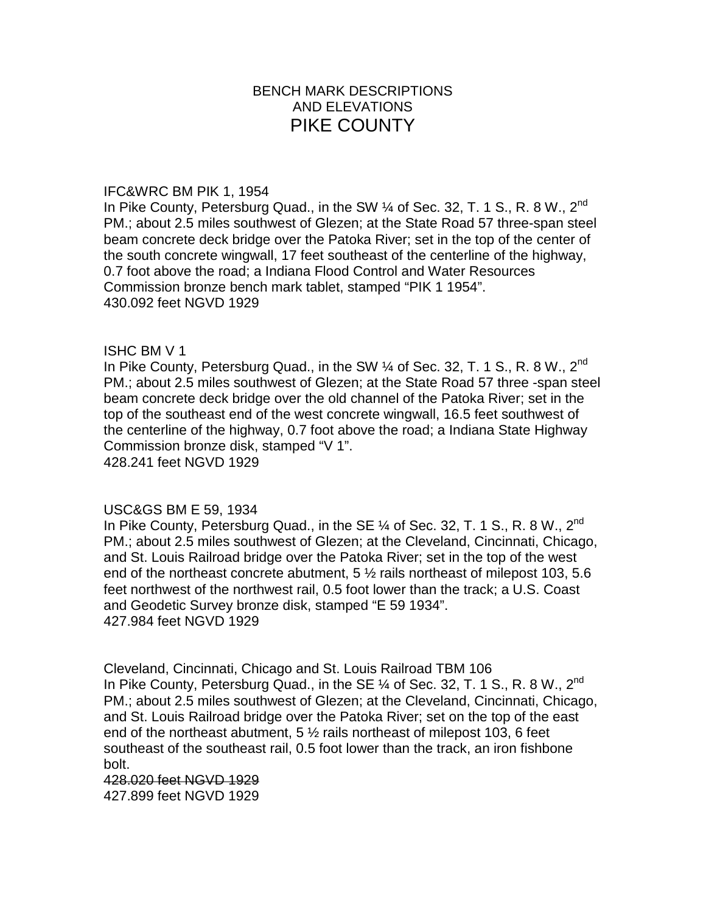# BENCH MARK DESCRIPTIONS AND ELEVATIONS

# PIKE COUNTY

IFC&WRC BM PIK 1, 1954

In Pike County, Petersburg Quad., in the SW ¼ of Sec. 32, T. 1 S., R. 8 W., 2nd PM.; about 2.5 miles southwest of Glezen; at the State Road 57 three-span steel beam concrete deck bridge over the Patoka River; set in the top of the center of the south concrete wingwall, 17 feet southeast of the centerline of the highway, 0.7 foot above the road; a Indiana Flood Control and Water Resources Commission bronze bench mark tablet, stamped “PIK 1 1954”.

430.092 feet NGVD 1929

ISHC BM V 1

In Pike County, Petersburg Quad., in the SW ¼ of Sec. 32, T. 1 S., R. 8 W., 2nd PM.; about 2.5 miles southwest of Glezen; at the State Road 57 three -span steel beam concrete deck bridge over the old channel of the Patoka River; set in the top of the southeast end of the west concrete wingwall, 16.5 feet southwest of the centerline of the highway, 0.7 foot above the road; a Indiana State Highway Commission bronze disk, stamped “V 1”.

428.241 feet NGVD 1929

USC&GS BM E 59, 1934

In Pike County, Petersburg Quad., in the SE ¼ of Sec. 32, T. 1 S., R. 8 W., 2nd PM.; about 2.5 miles southwest of Glezen; at the Cleveland, Cincinnati, Chicago, and St. Louis Railroad bridge over the Patoka River; set in the top of the west end of the northeast concrete abutment, 5 ½ rails northeast of milepost 103, 5.6 feet northwest of the northwest rail, 0.5 foot lower than the track; a U.S. Coast and Geodetic Survey bronze disk, stamped “E 59 1934”.

427.984 feet NGVD 1929

Cleveland, Cincinnati, Chicago and St. Louis Railroad TBM 106

In Pike County, Petersburg Quad., in the SE ¼ of Sec. 32, T. 1 S., R. 8 W., 2nd PM.; about 2.5 miles southwest of Glezen; at the Cleveland, Cincinnati, Chicago, and St. Louis Railroad bridge over the Patoka River; set on the top of the east end of the northeast abutment, 5 ½ rails northeast of milepost 103, 6 feet southeast of the southeast rail, 0.5 foot lower than the track, an iron fishbone bolt.

~~428.020 feet NGVD 1929~~

427.899 feet NGVD 1929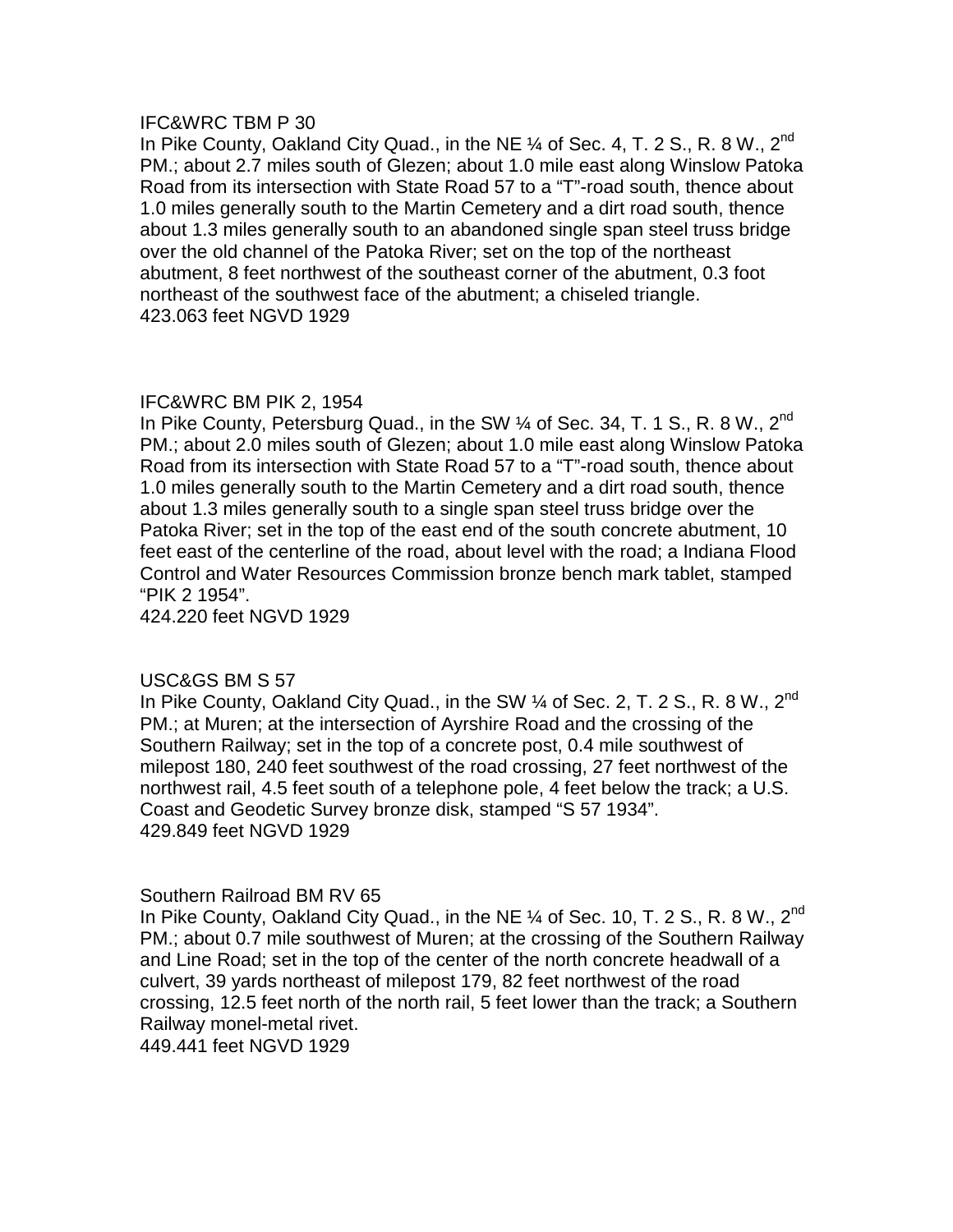IFC&WRC TBM P 30

In Pike County, Oakland City Quad., in the NE ¼ of Sec. 4, T. 2 S., R. 8 W., 2nd PM.; about 2.7 miles south of Glezen; about 1.0 mile east along Winslow Patoka Road from its intersection with State Road 57 to a "T"-road south, thence about 1.0 miles generally south to the Martin Cemetery and a dirt road south, thence about 1.3 miles generally south to an abandoned single span steel truss bridge over the old channel of the Patoka River; set on the top of the northeast abutment, 8 feet northwest of the southeast corner of the abutment, 0.3 foot northeast of the southwest face of the abutment; a chiseled triangle.

423.063 feet NGVD 1929

IFC&WRC BM PIK 2, 1954

In Pike County, Petersburg Quad., in the SW ¼ of Sec. 34, T. 1 S., R. 8 W., 2nd PM.; about 2.0 miles south of Glezen; about 1.0 mile east along Winslow Patoka Road from its intersection with State Road 57 to a "T"-road south, thence about 1.0 miles generally south to the Martin Cemetery and a dirt road south, thence about 1.3 miles generally south to a single span steel truss bridge over the Patoka River; set in the top of the east end of the south concrete abutment, 10 feet east of the centerline of the road, about level with the road; a Indiana Flood Control and Water Resources Commission bronze bench mark tablet, stamped "PIK 2 1954".

424.220 feet NGVD 1929

USC&GS BM S 57

In Pike County, Oakland City Quad., in the SW ¼ of Sec. 2, T. 2 S., R. 8 W., 2nd PM.; at Muren; at the intersection of Ayrshire Road and the crossing of the Southern Railway; set in the top of a concrete post, 0.4 mile southwest of milepost 180, 240 feet southwest of the road crossing, 27 feet northwest of the northwest rail, 4.5 feet south of a telephone pole, 4 feet below the track; a U.S. Coast and Geodetic Survey bronze disk, stamped "S 57 1934".

429.849 feet NGVD 1929

Southern Railroad BM RV 65

In Pike County, Oakland City Quad., in the NE ¼ of Sec. 10, T. 2 S., R. 8 W., 2nd PM.; about 0.7 mile southwest of Muren; at the crossing of the Southern Railway and Line Road; set in the top of the center of the north concrete headwall of a culvert, 39 yards northeast of milepost 179, 82 feet northwest of the road crossing, 12.5 feet north of the north rail, 5 feet lower than the track; a Southern Railway monel-metal rivet.

449.441 feet NGVD 1929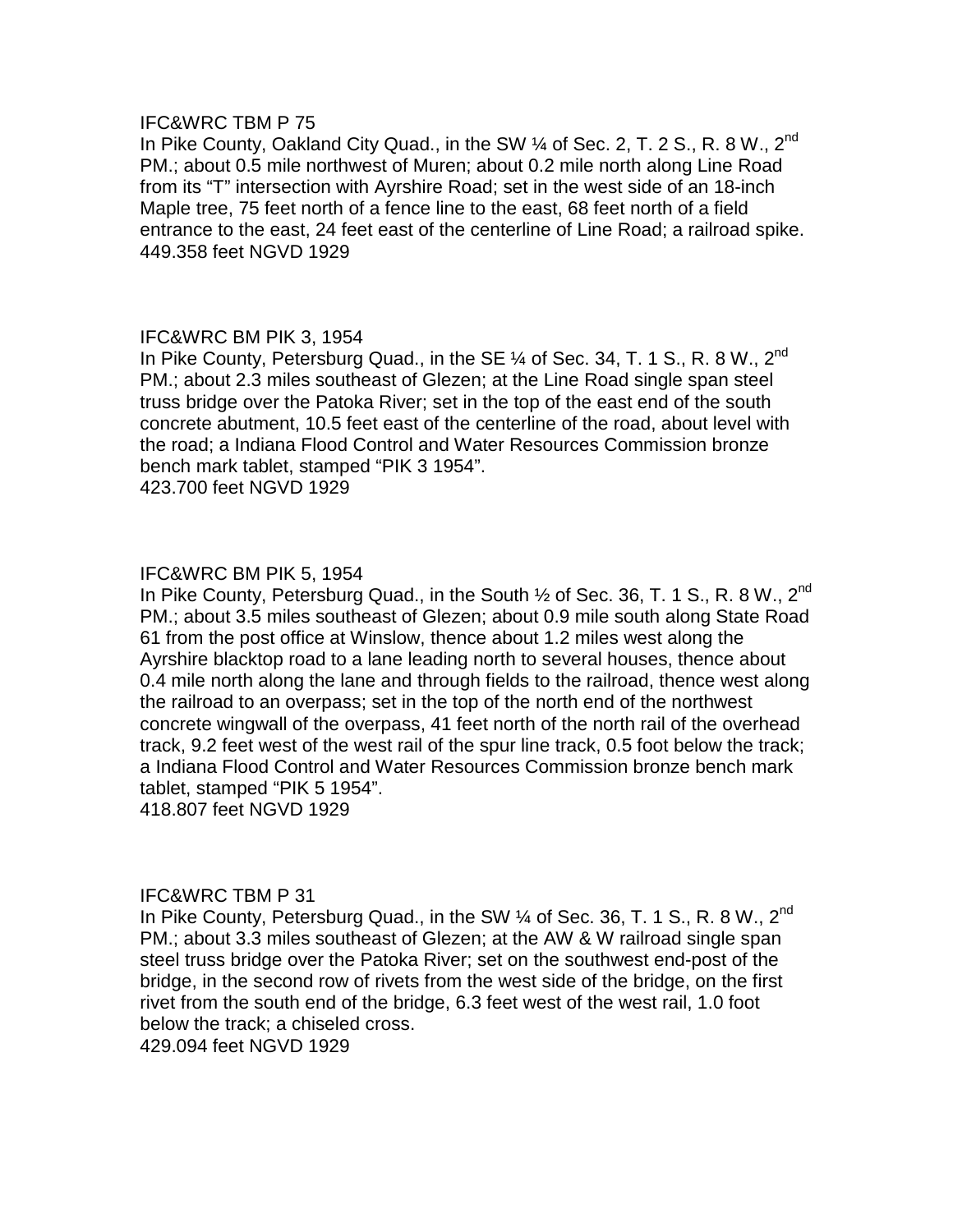IFC&WRC TBM P 75

In Pike County, Oakland City Quad., in the SW ¼ of Sec. 2, T. 2 S., R. 8 W., 2nd PM.; about 0.5 mile northwest of Muren; about 0.2 mile north along Line Road from its "T" intersection with Ayrshire Road; set in the west side of an 18-inch Maple tree, 75 feet north of a fence line to the east, 68 feet north of a field entrance to the east, 24 feet east of the centerline of Line Road; a railroad spike.

449.358 feet NGVD 1929

IFC&WRC BM PIK 3, 1954

In Pike County, Petersburg Quad., in the SE ¼ of Sec. 34, T. 1 S., R. 8 W., 2nd PM.; about 2.3 miles southeast of Glezen; at the Line Road single span steel truss bridge over the Patoka River; set in the top of the east end of the south concrete abutment, 10.5 feet east of the centerline of the road, about level with the road; a Indiana Flood Control and Water Resources Commission bronze bench mark tablet, stamped "PIK 3 1954".

423.700 feet NGVD 1929

IFC&WRC BM PIK 5, 1954

In Pike County, Petersburg Quad., in the South ½ of Sec. 36, T. 1 S., R. 8 W., 2nd PM.; about 3.5 miles southeast of Glezen; about 0.9 mile south along State Road 61 from the post office at Winslow, thence about 1.2 miles west along the Ayrshire blacktop road to a lane leading north to several houses, thence about 0.4 mile north along the lane and through fields to the railroad, thence west along the railroad to an overpass; set in the top of the north end of the northwest concrete wingwall of the overpass, 41 feet north of the north rail of the overhead track, 9.2 feet west of the west rail of the spur line track, 0.5 foot below the track; a Indiana Flood Control and Water Resources Commission bronze bench mark tablet, stamped "PIK 5 1954".

418.807 feet NGVD 1929

IFC&WRC TBM P 31

In Pike County, Petersburg Quad., in the SW ¼ of Sec. 36, T. 1 S., R. 8 W., 2nd PM.; about 3.3 miles southeast of Glezen; at the AW & W railroad single span steel truss bridge over the Patoka River; set on the southwest end-post of the bridge, in the second row of rivets from the west side of the bridge, on the first rivet from the south end of the bridge, 6.3 feet west of the west rail, 1.0 foot below the track; a chiseled cross.

429.094 feet NGVD 1929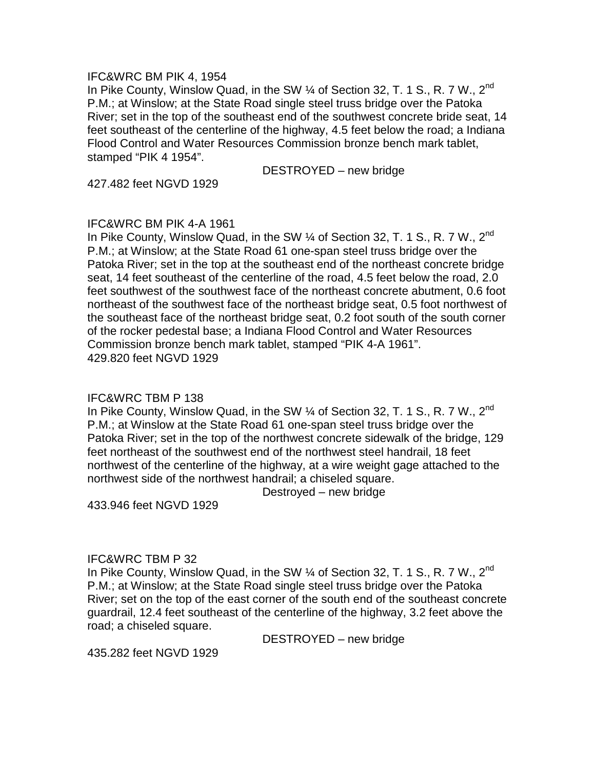IFC&WRC BM PIK 4, 1954

In Pike County, Winslow Quad, in the SW ¼ of Section 32, T. 1 S., R. 7 W., 2nd P.M.; at Winslow; at the State Road single steel truss bridge over the Patoka River; set in the top of the southeast end of the southwest concrete bride seat, 14 feet southeast of the centerline of the highway, 4.5 feet below the road; a Indiana Flood Control and Water Resources Commission bronze bench mark tablet, stamped "PIK 4 1954".

DESTROYED – new bridge

427.482 feet NGVD 1929

IFC&WRC BM PIK 4-A 1961

In Pike County, Winslow Quad, in the SW ¼ of Section 32, T. 1 S., R. 7 W., 2nd P.M.; at Winslow; at the State Road 61 one-span steel truss bridge over the Patoka River; set in the top at the southeast end of the northeast concrete bridge seat, 14 feet southeast of the centerline of the road, 4.5 feet below the road, 2.0 feet southwest of the southwest face of the northeast concrete abutment, 0.6 foot northeast of the southwest face of the northeast bridge seat, 0.5 foot northwest of the southeast face of the northeast bridge seat, 0.2 foot south of the south corner of the rocker pedestal base; a Indiana Flood Control and Water Resources Commission bronze bench mark tablet, stamped "PIK 4-A 1961".

429.820 feet NGVD 1929

IFC&WRC TBM P 138

In Pike County, Winslow Quad, in the SW ¼ of Section 32, T. 1 S., R. 7 W., 2nd P.M.; at Winslow at the State Road 61 one-span steel truss bridge over the Patoka River; set in the top of the northwest concrete sidewalk of the bridge, 129 feet northeast of the southwest end of the northwest steel handrail, 18 feet northwest of the centerline of the highway, at a wire weight gage attached to the northwest side of the northwest handrail; a chiseled square.

Destroyed – new bridge

433.946 feet NGVD 1929

IFC&WRC TBM P 32

In Pike County, Winslow Quad, in the SW ¼ of Section 32, T. 1 S., R. 7 W., 2nd P.M.; at Winslow; at the State Road single steel truss bridge over the Patoka River; set on the top of the east corner of the south end of the southeast concrete guardrail, 12.4 feet southeast of the centerline of the highway, 3.2 feet above the road; a chiseled square.

DESTROYED – new bridge

435.282 feet NGVD 1929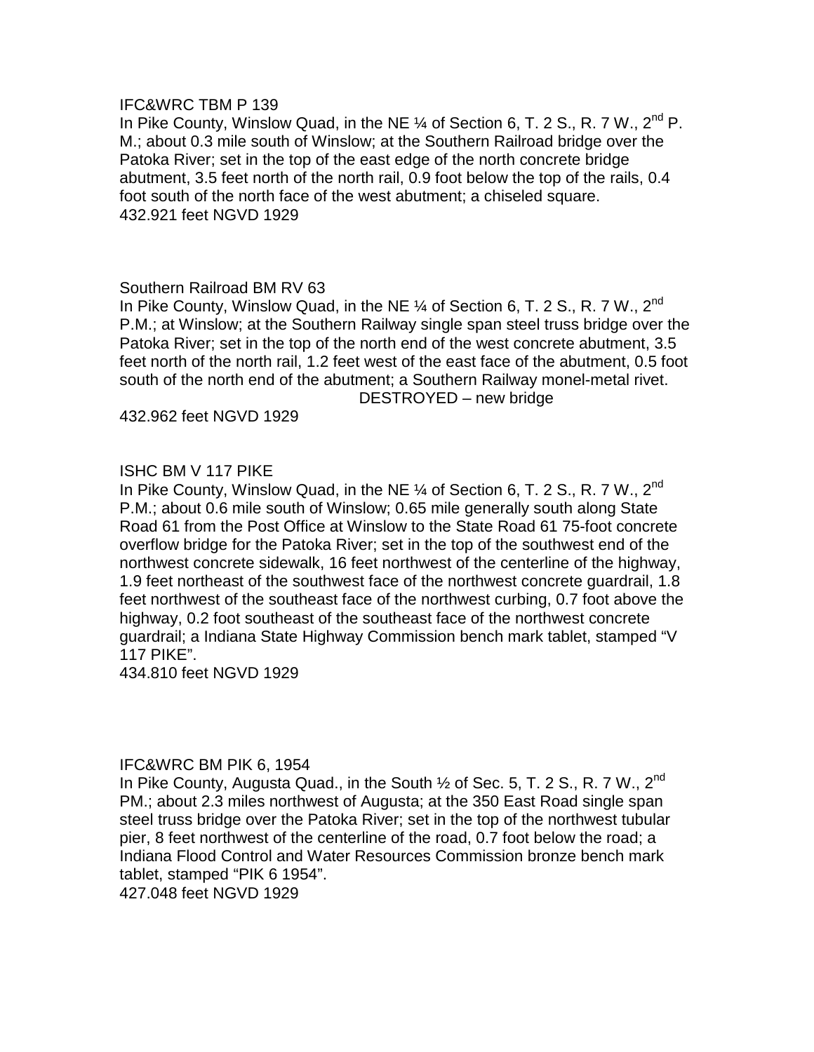IFC&WRC TBM P 139

In Pike County, Winslow Quad, in the NE ¼ of Section 6, T. 2 S., R. 7 W., 2nd P. M.; about 0.3 mile south of Winslow; at the Southern Railroad bridge over the Patoka River; set in the top of the east edge of the north concrete bridge abutment, 3.5 feet north of the north rail, 0.9 foot below the top of the rails, 0.4 foot south of the north face of the west abutment; a chiseled square.

432.921 feet NGVD 1929

Southern Railroad BM RV 63

In Pike County, Winslow Quad, in the NE ¼ of Section 6, T. 2 S., R. 7 W., 2nd P.M.; at Winslow; at the Southern Railway single span steel truss bridge over the Patoka River; set in the top of the north end of the west concrete abutment, 3.5 feet north of the north rail, 1.2 feet west of the east face of the abutment, 0.5 foot south of the north end of the abutment; a Southern Railway monel-metal rivet.

DESTROYED – new bridge

432.962 feet NGVD 1929

ISHC BM V 117 PIKE

In Pike County, Winslow Quad, in the NE ¼ of Section 6, T. 2 S., R. 7 W., 2nd P.M.; about 0.6 mile south of Winslow; 0.65 mile generally south along State Road 61 from the Post Office at Winslow to the State Road 61 75-foot concrete overflow bridge for the Patoka River; set in the top of the southwest end of the northwest concrete sidewalk, 16 feet northwest of the centerline of the highway, 1.9 feet northeast of the southwest face of the northwest concrete guardrail, 1.8 feet northwest of the southeast face of the northwest curbing, 0.7 foot above the highway, 0.2 foot southeast of the southeast face of the northwest concrete guardrail; a Indiana State Highway Commission bench mark tablet, stamped "V 117 PIKE".

434.810 feet NGVD 1929

IFC&WRC BM PIK 6, 1954

In Pike County, Augusta Quad., in the South ½ of Sec. 5, T. 2 S., R. 7 W., 2nd PM.; about 2.3 miles northwest of Augusta; at the 350 East Road single span steel truss bridge over the Patoka River; set in the top of the northwest tubular pier, 8 feet northwest of the centerline of the road, 0.7 foot below the road; a Indiana Flood Control and Water Resources Commission bronze bench mark tablet, stamped "PIK 6 1954".

427.048 feet NGVD 1929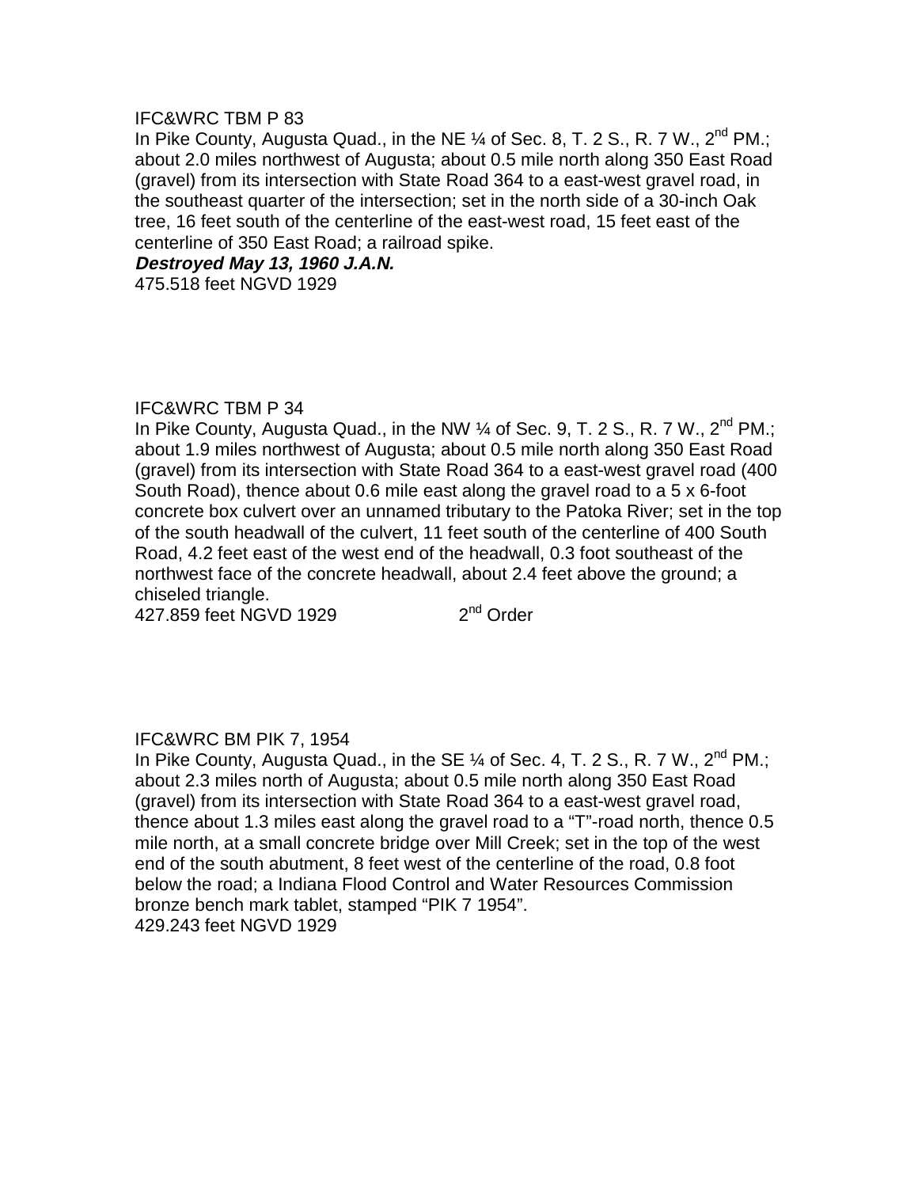IFC&WRC TBM P 83

In Pike County, Augusta Quad., in the NE ¼ of Sec. 8, T. 2 S., R. 7 W., 2nd PM.; about 2.0 miles northwest of Augusta; about 0.5 mile north along 350 East Road (gravel) from its intersection with State Road 364 to a east-west gravel road, in the southeast quarter of the intersection; set in the north side of a 30-inch Oak tree, 16 feet south of the centerline of the east-west road, 15 feet east of the centerline of 350 East Road; a railroad spike.

***Destroyed May 13, 1960 J.A.N.***

475.518 feet NGVD 1929

IFC&WRC TBM P 34

In Pike County, Augusta Quad., in the NW ¼ of Sec. 9, T. 2 S., R. 7 W., 2nd PM.; about 1.9 miles northwest of Augusta; about 0.5 mile north along 350 East Road (gravel) from its intersection with State Road 364 to a east-west gravel road (400 South Road), thence about 0.6 mile east along the gravel road to a 5 x 6-foot concrete box culvert over an unnamed tributary to the Patoka River; set in the top of the south headwall of the culvert, 11 feet south of the centerline of 400 South Road, 4.2 feet east of the west end of the headwall, 0.3 foot southeast of the northwest face of the concrete headwall, about 2.4 feet above the ground; a chiseled triangle.

427.859 feet NGVD 1929 2nd Order

IFC&WRC BM PIK 7, 1954

In Pike County, Augusta Quad., in the SE ¼ of Sec. 4, T. 2 S., R. 7 W., 2nd PM.; about 2.3 miles north of Augusta; about 0.5 mile north along 350 East Road (gravel) from its intersection with State Road 364 to a east-west gravel road, thence about 1.3 miles east along the gravel road to a "T"-road north, thence 0.5 mile north, at a small concrete bridge over Mill Creek; set in the top of the west end of the south abutment, 8 feet west of the centerline of the road, 0.8 foot below the road; a Indiana Flood Control and Water Resources Commission bronze bench mark tablet, stamped "PIK 7 1954".

429.243 feet NGVD 1929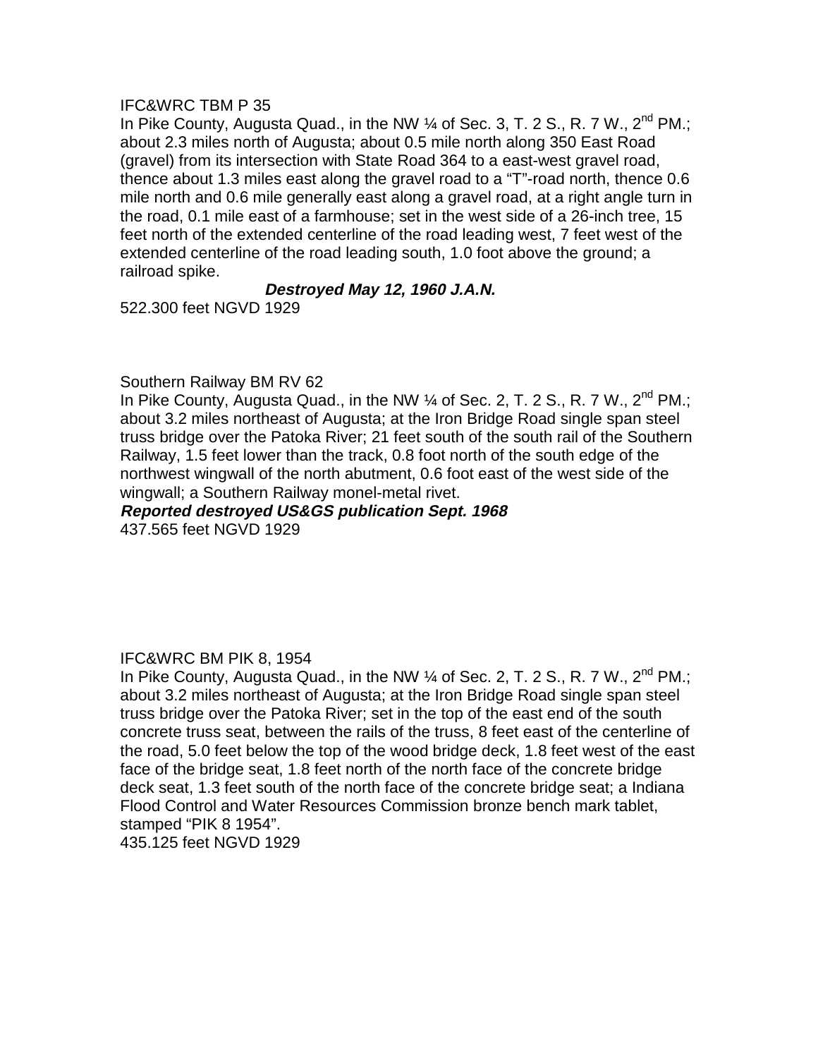IFC&WRC TBM P 35

In Pike County, Augusta Quad., in the NW ¼ of Sec. 3, T. 2 S., R. 7 W., 2nd PM.; about 2.3 miles north of Augusta; about 0.5 mile north along 350 East Road (gravel) from its intersection with State Road 364 to a east-west gravel road, thence about 1.3 miles east along the gravel road to a "T"-road north, thence 0.6 mile north and 0.6 mile generally east along a gravel road, at a right angle turn in the road, 0.1 mile east of a farmhouse; set in the west side of a 26-inch tree, 15 feet north of the extended centerline of the road leading west, 7 feet west of the extended centerline of the road leading south, 1.0 foot above the ground; a railroad spike.

***Destroyed May 12, 1960 J.A.N.***

522.300 feet NGVD 1929

Southern Railway BM RV 62

In Pike County, Augusta Quad., in the NW ¼ of Sec. 2, T. 2 S., R. 7 W., 2nd PM.; about 3.2 miles northeast of Augusta; at the Iron Bridge Road single span steel truss bridge over the Patoka River; 21 feet south of the south rail of the Southern Railway, 1.5 feet lower than the track, 0.8 foot north of the south edge of the northwest wingwall of the north abutment, 0.6 foot east of the west side of the wingwall; a Southern Railway monel-metal rivet.

***Reported destroyed US&GS publication Sept. 1968***

437.565 feet NGVD 1929

IFC&WRC BM PIK 8, 1954

In Pike County, Augusta Quad., in the NW ¼ of Sec. 2, T. 2 S., R. 7 W., 2nd PM.; about 3.2 miles northeast of Augusta; at the Iron Bridge Road single span steel truss bridge over the Patoka River; set in the top of the east end of the south concrete truss seat, between the rails of the truss, 8 feet east of the centerline of the road, 5.0 feet below the top of the wood bridge deck, 1.8 feet west of the east face of the bridge seat, 1.8 feet north of the north face of the concrete bridge deck seat, 1.3 feet south of the north face of the concrete bridge seat; a Indiana Flood Control and Water Resources Commission bronze bench mark tablet, stamped "PIK 8 1954".

435.125 feet NGVD 1929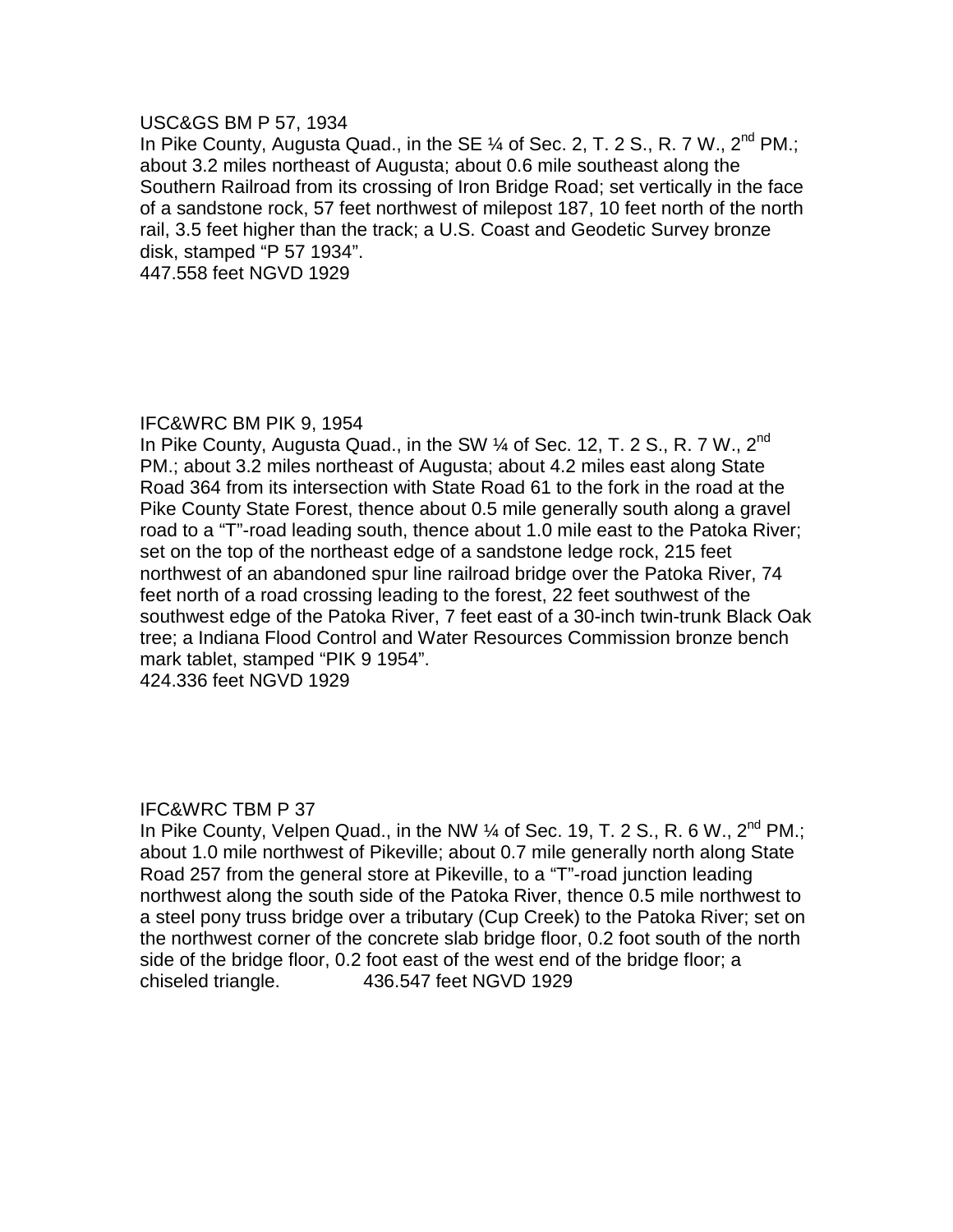USC&GS BM P 57, 1934

In Pike County, Augusta Quad., in the SE ¼ of Sec. 2, T. 2 S., R. 7 W., 2nd PM.; about 3.2 miles northeast of Augusta; about 0.6 mile southeast along the Southern Railroad from its crossing of Iron Bridge Road; set vertically in the face of a sandstone rock, 57 feet northwest of milepost 187, 10 feet north of the north rail, 3.5 feet higher than the track; a U.S. Coast and Geodetic Survey bronze disk, stamped "P 57 1934".

447.558 feet NGVD 1929

IFC&WRC BM PIK 9, 1954

In Pike County, Augusta Quad., in the SW ¼ of Sec. 12, T. 2 S., R. 7 W., 2nd PM.; about 3.2 miles northeast of Augusta; about 4.2 miles east along State Road 364 from its intersection with State Road 61 to the fork in the road at the Pike County State Forest, thence about 0.5 mile generally south along a gravel road to a "T"-road leading south, thence about 1.0 mile east to the Patoka River; set on the top of the northeast edge of a sandstone ledge rock, 215 feet northwest of an abandoned spur line railroad bridge over the Patoka River, 74 feet north of a road crossing leading to the forest, 22 feet southwest of the southwest edge of the Patoka River, 7 feet east of a 30-inch twin-trunk Black Oak tree; a Indiana Flood Control and Water Resources Commission bronze bench mark tablet, stamped "PIK 9 1954".

424.336 feet NGVD 1929

IFC&WRC TBM P 37

In Pike County, Velpen Quad., in the NW ¼ of Sec. 19, T. 2 S., R. 6 W., 2nd PM.; about 1.0 mile northwest of Pikeville; about 0.7 mile generally north along State Road 257 from the general store at Pikeville, to a "T"-road junction leading northwest along the south side of the Patoka River, thence 0.5 mile northwest to a steel pony truss bridge over a tributary (Cup Creek) to the Patoka River; set on the northwest corner of the concrete slab bridge floor, 0.2 foot south of the north side of the bridge floor, 0.2 foot east of the west end of the bridge floor; a chiseled triangle. 436.547 feet NGVD 1929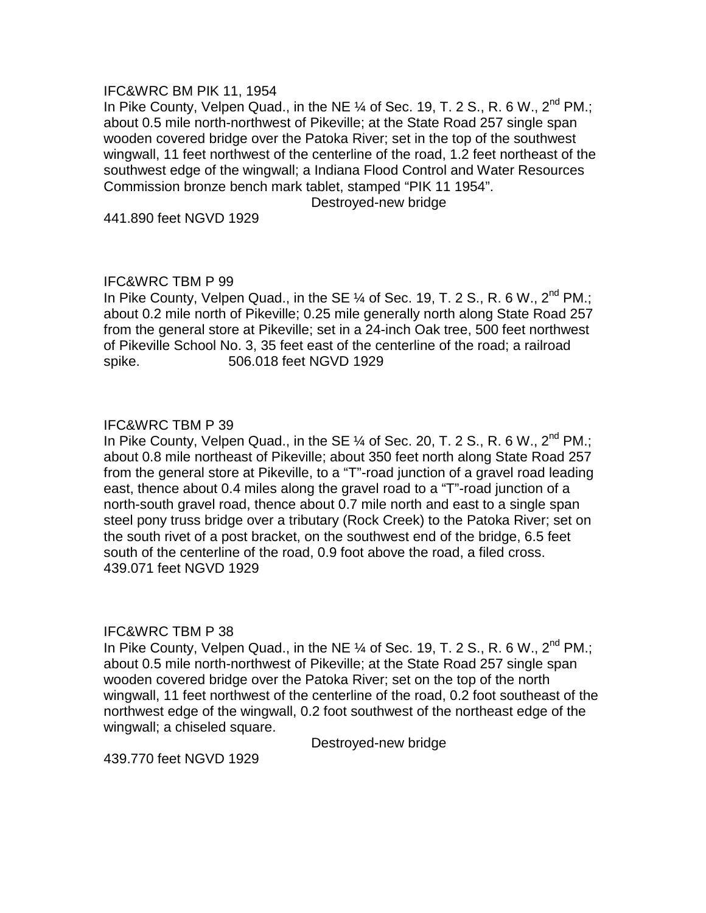IFC&WRC BM PIK 11, 1954

In Pike County, Velpen Quad., in the NE ¼ of Sec. 19, T. 2 S., R. 6 W., 2nd PM.; about 0.5 mile north-northwest of Pikeville; at the State Road 257 single span wooden covered bridge over the Patoka River; set in the top of the southwest wingwall, 11 feet northwest of the centerline of the road, 1.2 feet northeast of the southwest edge of the wingwall; a Indiana Flood Control and Water Resources Commission bronze bench mark tablet, stamped "PIK 11 1954".

Destroyed-new bridge

441.890 feet NGVD 1929

IFC&WRC TBM P 99

In Pike County, Velpen Quad., in the SE ¼ of Sec. 19, T. 2 S., R. 6 W., 2nd PM.; about 0.2 mile north of Pikeville; 0.25 mile generally north along State Road 257 from the general store at Pikeville; set in a 24-inch Oak tree, 500 feet northwest of Pikeville School No. 3, 35 feet east of the centerline of the road; a railroad spike. 506.018 feet NGVD 1929

IFC&WRC TBM P 39

In Pike County, Velpen Quad., in the SE ¼ of Sec. 20, T. 2 S., R. 6 W., 2nd PM.; about 0.8 mile northeast of Pikeville; about 350 feet north along State Road 257 from the general store at Pikeville, to a "T"-road junction of a gravel road leading east, thence about 0.4 miles along the gravel road to a "T"-road junction of a north-south gravel road, thence about 0.7 mile north and east to a single span steel pony truss bridge over a tributary (Rock Creek) to the Patoka River; set on the south rivet of a post bracket, on the southwest end of the bridge, 6.5 feet south of the centerline of the road, 0.9 foot above the road, a filed cross.
439.071 feet NGVD 1929

IFC&WRC TBM P 38

In Pike County, Velpen Quad., in the NE ¼ of Sec. 19, T. 2 S., R. 6 W., 2nd PM.; about 0.5 mile north-northwest of Pikeville; at the State Road 257 single span wooden covered bridge over the Patoka River; set on the top of the north wingwall, 11 feet northwest of the centerline of the road, 0.2 foot southeast of the northwest edge of the wingwall, 0.2 foot southwest of the northeast edge of the wingwall; a chiseled square.

Destroyed-new bridge

439.770 feet NGVD 1929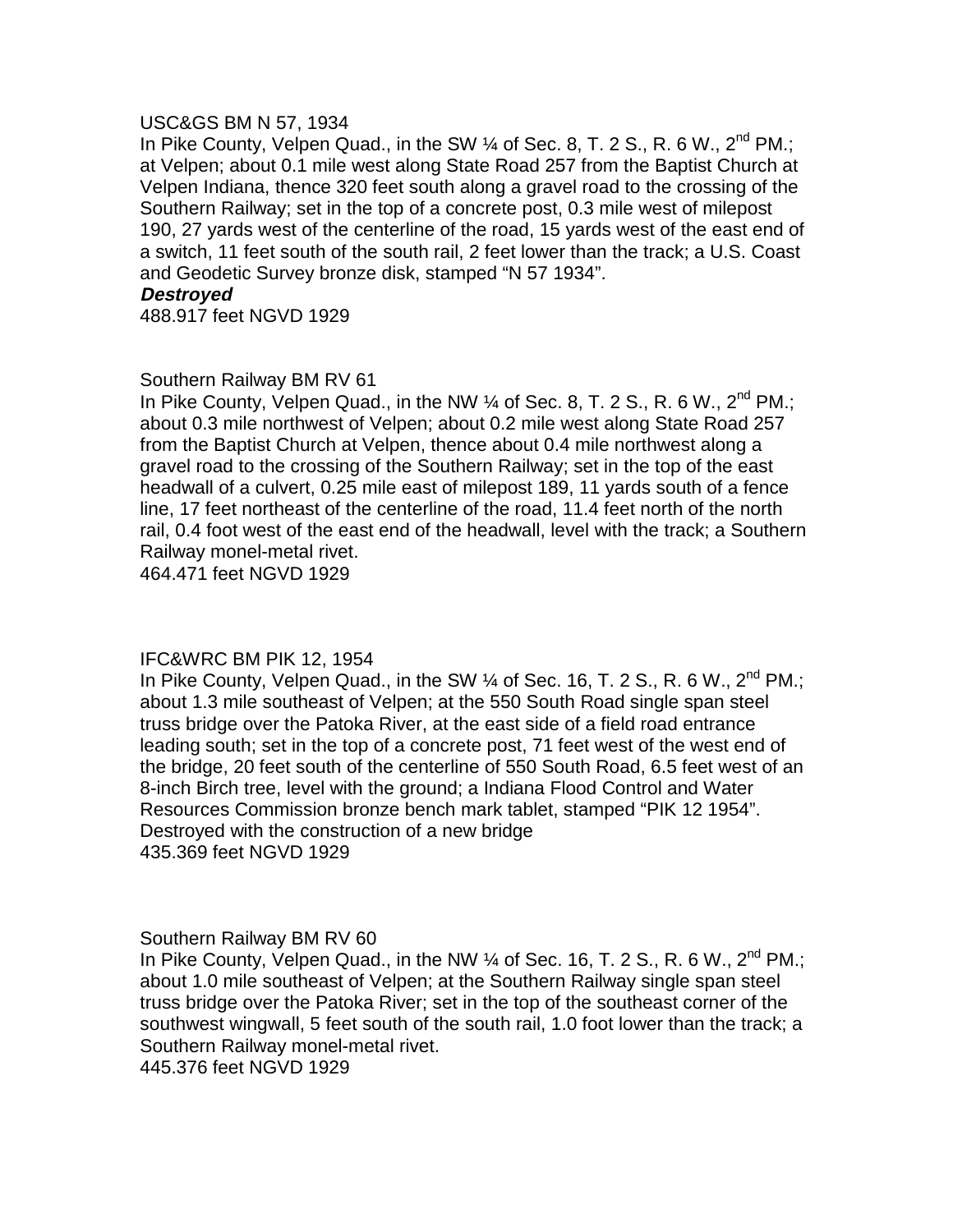USC&GS BM N 57, 1934

In Pike County, Velpen Quad., in the SW ¼ of Sec. 8, T. 2 S., R. 6 W., 2nd PM.; at Velpen; about 0.1 mile west along State Road 257 from the Baptist Church at Velpen Indiana, thence 320 feet south along a gravel road to the crossing of the Southern Railway; set in the top of a concrete post, 0.3 mile west of milepost 190, 27 yards west of the centerline of the road, 15 yards west of the east end of a switch, 11 feet south of the south rail, 2 feet lower than the track; a U.S. Coast and Geodetic Survey bronze disk, stamped "N 57 1934".

***Destroyed***

488.917 feet NGVD 1929

Southern Railway BM RV 61

In Pike County, Velpen Quad., in the NW ¼ of Sec. 8, T. 2 S., R. 6 W., 2nd PM.; about 0.3 mile northwest of Velpen; about 0.2 mile west along State Road 257 from the Baptist Church at Velpen, thence about 0.4 mile northwest along a gravel road to the crossing of the Southern Railway; set in the top of the east headwall of a culvert, 0.25 mile east of milepost 189, 11 yards south of a fence line, 17 feet northeast of the centerline of the road, 11.4 feet north of the north rail, 0.4 foot west of the east end of the headwall, level with the track; a Southern Railway monel-metal rivet.

464.471 feet NGVD 1929

IFC&WRC BM PIK 12, 1954

In Pike County, Velpen Quad., in the SW ¼ of Sec. 16, T. 2 S., R. 6 W., 2nd PM.; about 1.3 mile southeast of Velpen; at the 550 South Road single span steel truss bridge over the Patoka River, at the east side of a field road entrance leading south; set in the top of a concrete post, 71 feet west of the west end of the bridge, 20 feet south of the centerline of 550 South Road, 6.5 feet west of an 8-inch Birch tree, level with the ground; a Indiana Flood Control and Water Resources Commission bronze bench mark tablet, stamped "PIK 12 1954". Destroyed with the construction of a new bridge

435.369 feet NGVD 1929

Southern Railway BM RV 60

In Pike County, Velpen Quad., in the NW ¼ of Sec. 16, T. 2 S., R. 6 W., 2nd PM.; about 1.0 mile southeast of Velpen; at the Southern Railway single span steel truss bridge over the Patoka River; set in the top of the southeast corner of the southwest wingwall, 5 feet south of the south rail, 1.0 foot lower than the track; a Southern Railway monel-metal rivet.

445.376 feet NGVD 1929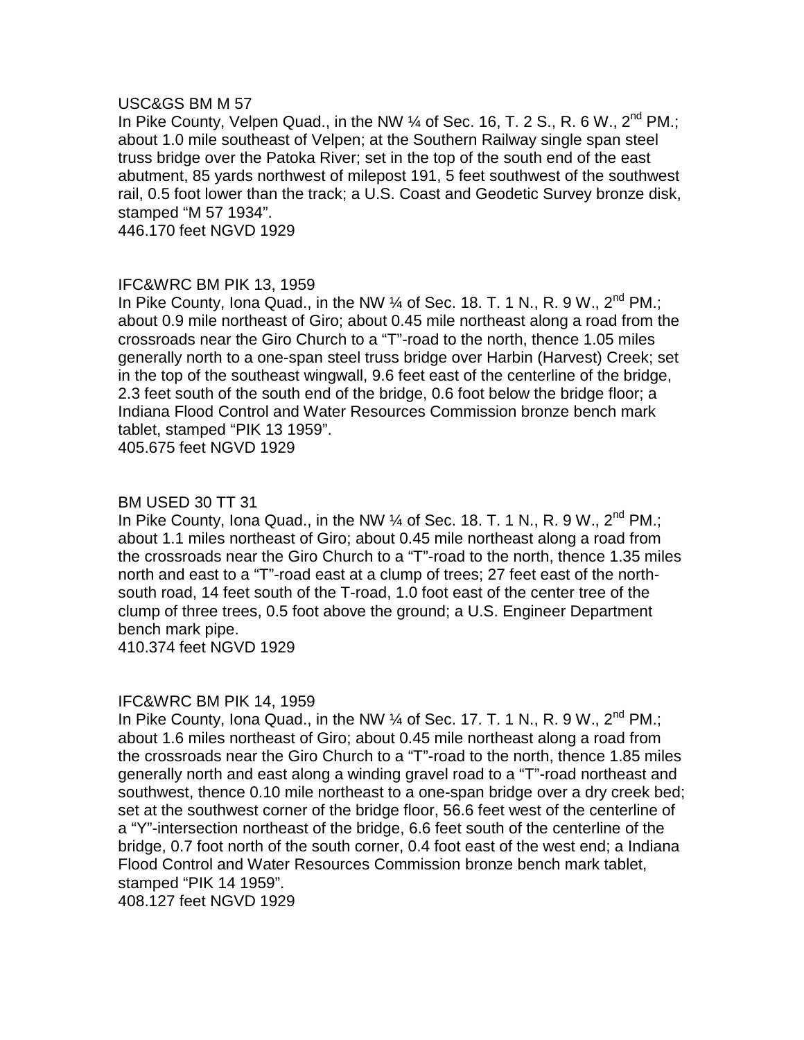USC&GS BM M 57

In Pike County, Velpen Quad., in the NW ¼ of Sec. 16, T. 2 S., R. 6 W., 2nd PM.; about 1.0 mile southeast of Velpen; at the Southern Railway single span steel truss bridge over the Patoka River; set in the top of the south end of the east abutment, 85 yards northwest of milepost 191, 5 feet southwest of the southwest rail, 0.5 foot lower than the track; a U.S. Coast and Geodetic Survey bronze disk, stamped “M 57 1934”.

446.170 feet NGVD 1929

IFC&WRC BM PIK 13, 1959

In Pike County, Iona Quad., in the NW ¼ of Sec. 18. T. 1 N., R. 9 W., 2nd PM.; about 0.9 mile northeast of Giro; about 0.45 mile northeast along a road from the crossroads near the Giro Church to a “T”-road to the north, thence 1.05 miles generally north to a one-span steel truss bridge over Harbin (Harvest) Creek; set in the top of the southeast wingwall, 9.6 feet east of the centerline of the bridge, 2.3 feet south of the south end of the bridge, 0.6 foot below the bridge floor; a Indiana Flood Control and Water Resources Commission bronze bench mark tablet, stamped “PIK 13 1959”.

405.675 feet NGVD 1929

BM USED 30 TT 31

In Pike County, Iona Quad., in the NW ¼ of Sec. 18. T. 1 N., R. 9 W., 2nd PM.; about 1.1 miles northeast of Giro; about 0.45 mile northeast along a road from the crossroads near the Giro Church to a “T”-road to the north, thence 1.35 miles north and east to a “T”-road east at a clump of trees; 27 feet east of the north-south road, 14 feet south of the T-road, 1.0 foot east of the center tree of the clump of three trees, 0.5 foot above the ground; a U.S. Engineer Department bench mark pipe.

410.374 feet NGVD 1929

IFC&WRC BM PIK 14, 1959

In Pike County, Iona Quad., in the NW ¼ of Sec. 17. T. 1 N., R. 9 W., 2nd PM.; about 1.6 miles northeast of Giro; about 0.45 mile northeast along a road from the crossroads near the Giro Church to a “T”-road to the north, thence 1.85 miles generally north and east along a winding gravel road to a “T”-road northeast and southwest, thence 0.10 mile northeast to a one-span bridge over a dry creek bed; set at the southwest corner of the bridge floor, 56.6 feet west of the centerline of a “Y”-intersection northeast of the bridge, 6.6 feet south of the centerline of the bridge, 0.7 foot north of the south corner, 0.4 foot east of the west end; a Indiana Flood Control and Water Resources Commission bronze bench mark tablet, stamped “PIK 14 1959”.

408.127 feet NGVD 1929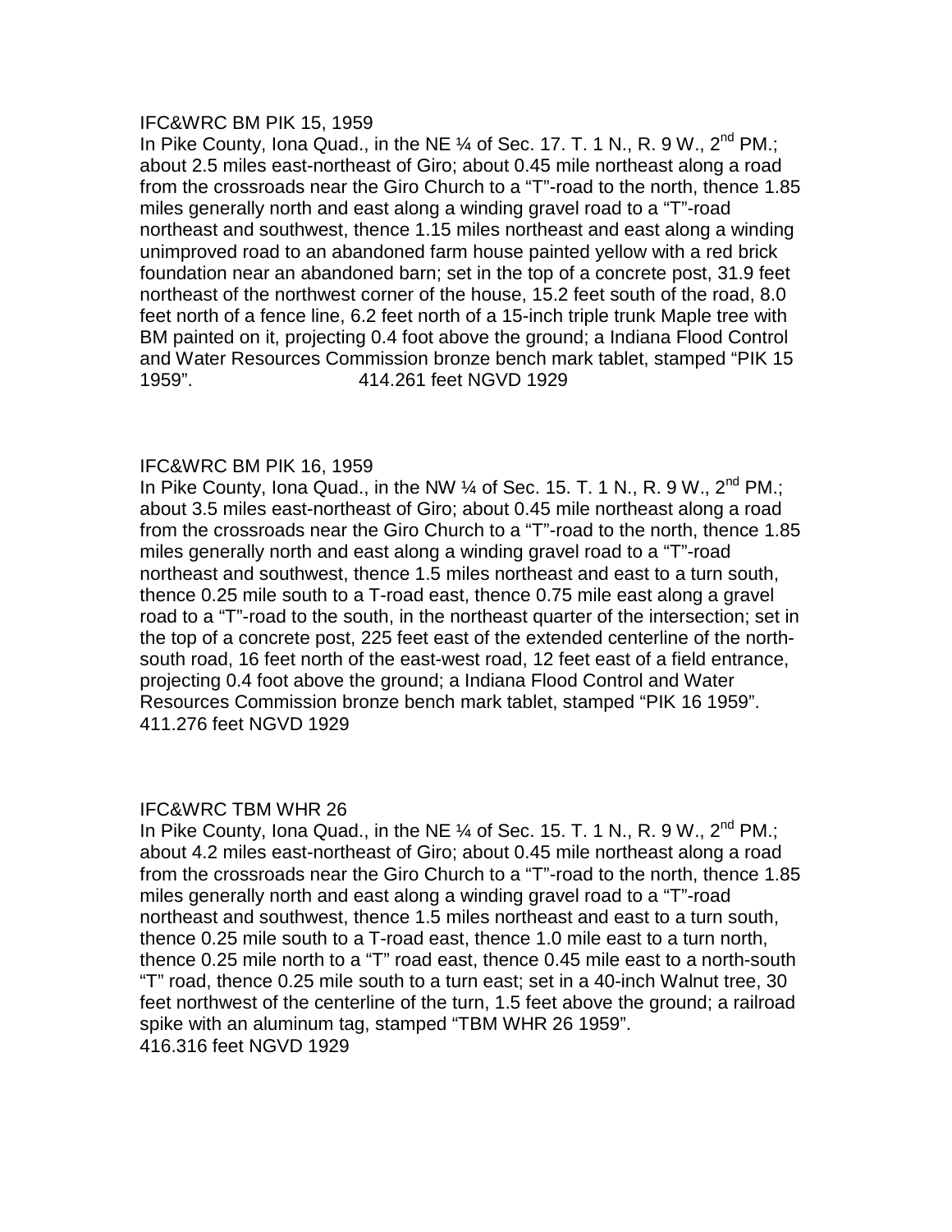IFC&WRC BM PIK 15, 1959

In Pike County, Iona Quad., in the NE ¼ of Sec. 17. T. 1 N., R. 9 W., 2nd PM.; about 2.5 miles east-northeast of Giro; about 0.45 mile northeast along a road from the crossroads near the Giro Church to a "T"-road to the north, thence 1.85 miles generally north and east along a winding gravel road to a "T"-road northeast and southwest, thence 1.15 miles northeast and east along a winding unimproved road to an abandoned farm house painted yellow with a red brick foundation near an abandoned barn; set in the top of a concrete post, 31.9 feet northeast of the northwest corner of the house, 15.2 feet south of the road, 8.0 feet north of a fence line, 6.2 feet north of a 15-inch triple trunk Maple tree with BM painted on it, projecting 0.4 foot above the ground; a Indiana Flood Control and Water Resources Commission bronze bench mark tablet, stamped "PIK 15 1959". 414.261 feet NGVD 1929

IFC&WRC BM PIK 16, 1959

In Pike County, Iona Quad., in the NW ¼ of Sec. 15. T. 1 N., R. 9 W., 2nd PM.; about 3.5 miles east-northeast of Giro; about 0.45 mile northeast along a road from the crossroads near the Giro Church to a "T"-road to the north, thence 1.85 miles generally north and east along a winding gravel road to a "T"-road northeast and southwest, thence 1.5 miles northeast and east to a turn south, thence 0.25 mile south to a T-road east, thence 0.75 mile east along a gravel road to a "T"-road to the south, in the northeast quarter of the intersection; set in the top of a concrete post, 225 feet east of the extended centerline of the north-south road, 16 feet north of the east-west road, 12 feet east of a field entrance, projecting 0.4 foot above the ground; a Indiana Flood Control and Water Resources Commission bronze bench mark tablet, stamped "PIK 16 1959".
411.276 feet NGVD 1929

IFC&WRC TBM WHR 26

In Pike County, Iona Quad., in the NE ¼ of Sec. 15. T. 1 N., R. 9 W., 2nd PM.; about 4.2 miles east-northeast of Giro; about 0.45 mile northeast along a road from the crossroads near the Giro Church to a "T"-road to the north, thence 1.85 miles generally north and east along a winding gravel road to a "T"-road northeast and southwest, thence 1.5 miles northeast and east to a turn south, thence 0.25 mile south to a T-road east, thence 1.0 mile east to a turn north, thence 0.25 mile north to a "T" road east, thence 0.45 mile east to a north-south "T" road, thence 0.25 mile south to a turn east; set in a 40-inch Walnut tree, 30 feet northwest of the centerline of the turn, 1.5 feet above the ground; a railroad spike with an aluminum tag, stamped "TBM WHR 26 1959".
416.316 feet NGVD 1929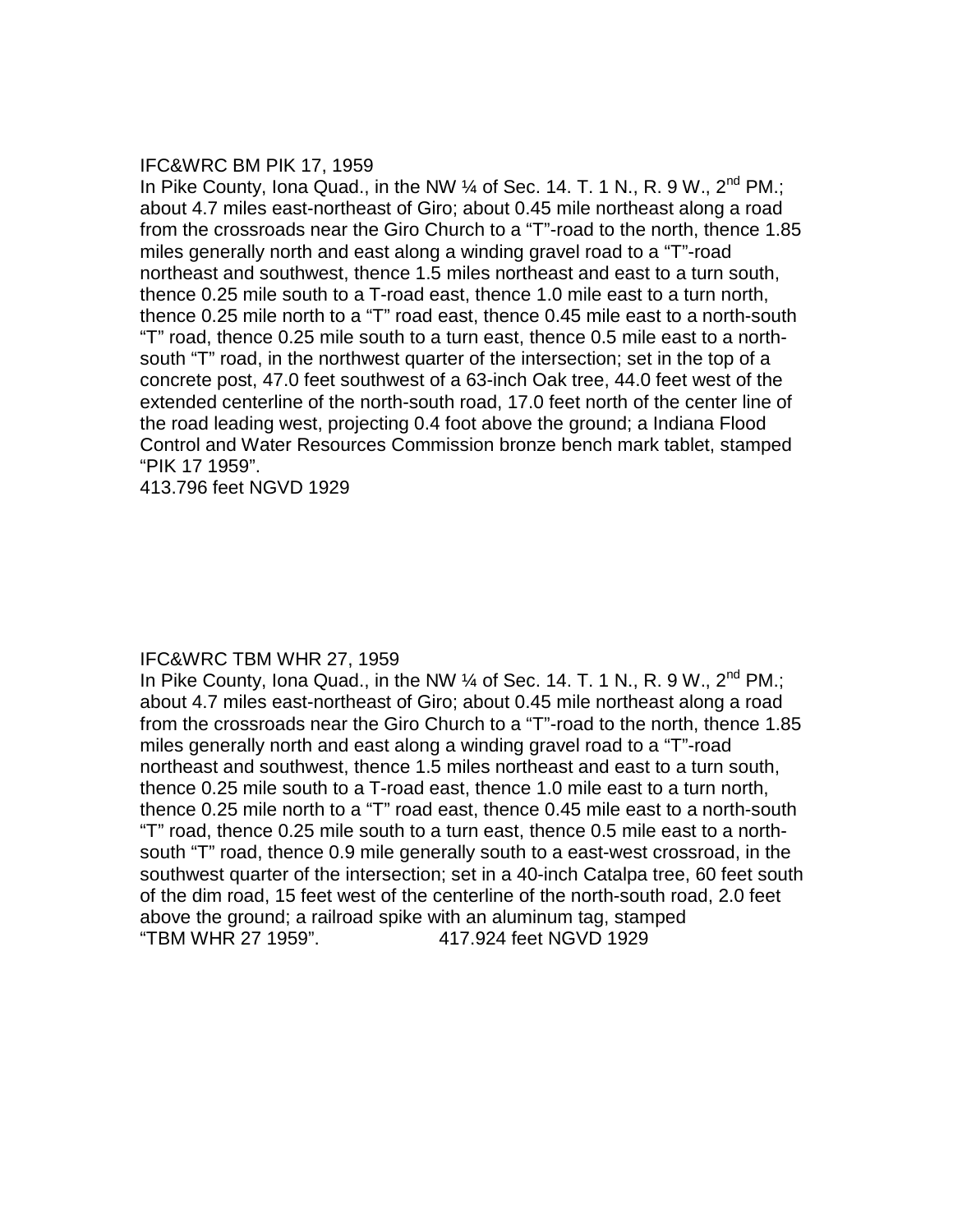IFC&WRC BM PIK 17, 1959

In Pike County, Iona Quad., in the NW ¼ of Sec. 14. T. 1 N., R. 9 W., 2$^{nd}$ PM.; about 4.7 miles east-northeast of Giro; about 0.45 mile northeast along a road from the crossroads near the Giro Church to a “T”-road to the north, thence 1.85 miles generally north and east along a winding gravel road to a “T”-road northeast and southwest, thence 1.5 miles northeast and east to a turn south, thence 0.25 mile south to a T-road east, thence 1.0 mile east to a turn north, thence 0.25 mile north to a “T” road east, thence 0.45 mile east to a north-south “T” road, thence 0.25 mile south to a turn east, thence 0.5 mile east to a north-south “T” road, in the northwest quarter of the intersection; set in the top of a concrete post, 47.0 feet southwest of a 63-inch Oak tree, 44.0 feet west of the extended centerline of the north-south road, 17.0 feet north of the center line of the road leading west, projecting 0.4 foot above the ground; a Indiana Flood Control and Water Resources Commission bronze bench mark tablet, stamped “PIK 17 1959”.

413.796 feet NGVD 1929

IFC&WRC TBM WHR 27, 1959

In Pike County, Iona Quad., in the NW ¼ of Sec. 14. T. 1 N., R. 9 W., 2$^{nd}$ PM.; about 4.7 miles east-northeast of Giro; about 0.45 mile northeast along a road from the crossroads near the Giro Church to a “T”-road to the north, thence 1.85 miles generally north and east along a winding gravel road to a “T”-road northeast and southwest, thence 1.5 miles northeast and east to a turn south, thence 0.25 mile south to a T-road east, thence 1.0 mile east to a turn north, thence 0.25 mile north to a “T” road east, thence 0.45 mile east to a north-south “T” road, thence 0.25 mile south to a turn east, thence 0.5 mile east to a north-south “T” road, thence 0.9 mile generally south to a east-west crossroad, in the southwest quarter of the intersection; set in a 40-inch Catalpa tree, 60 feet south of the dim road, 15 feet west of the centerline of the north-south road, 2.0 feet above the ground; a railroad spike with an aluminum tag, stamped “TBM WHR 27 1959”. 417.924 feet NGVD 1929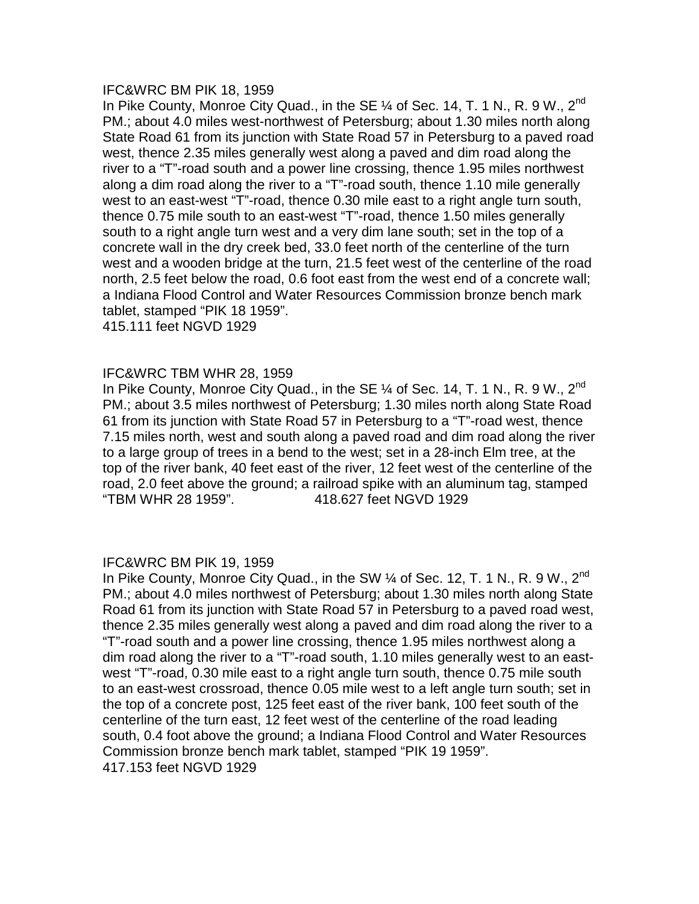IFC&WRC BM PIK 18, 1959

In Pike County, Monroe City Quad., in the SE ¼ of Sec. 14, T. 1 N., R. 9 W., 2nd PM.; about 4.0 miles west-northwest of Petersburg; about 1.30 miles north along State Road 61 from its junction with State Road 57 in Petersburg to a paved road west, thence 2.35 miles generally west along a paved and dim road along the river to a "T"-road south and a power line crossing, thence 1.95 miles northwest along a dim road along the river to a "T"-road south, thence 1.10 mile generally west to an east-west "T"-road, thence 0.30 mile east to a right angle turn south, thence 0.75 mile south to an east-west "T"-road, thence 1.50 miles generally south to a right angle turn west and a very dim lane south; set in the top of a concrete wall in the dry creek bed, 33.0 feet north of the centerline of the turn west and a wooden bridge at the turn, 21.5 feet west of the centerline of the road north, 2.5 feet below the road, 0.6 foot east from the west end of a concrete wall; a Indiana Flood Control and Water Resources Commission bronze bench mark tablet, stamped "PIK 18 1959".

415.111 feet NGVD 1929

IFC&WRC TBM WHR 28, 1959

In Pike County, Monroe City Quad., in the SE ¼ of Sec. 14, T. 1 N., R. 9 W., 2nd PM.; about 3.5 miles northwest of Petersburg; 1.30 miles north along State Road 61 from its junction with State Road 57 in Petersburg to a "T"-road west, thence 7.15 miles north, west and south along a paved road and dim road along the river to a large group of trees in a bend to the west; set in a 28-inch Elm tree, at the top of the river bank, 40 feet east of the river, 12 feet west of the centerline of the road, 2.0 feet above the ground; a railroad spike with an aluminum tag, stamped "TBM WHR 28 1959". 418.627 feet NGVD 1929

IFC&WRC BM PIK 19, 1959

In Pike County, Monroe City Quad., in the SW ¼ of Sec. 12, T. 1 N., R. 9 W., 2nd PM.; about 4.0 miles northwest of Petersburg; about 1.30 miles north along State Road 61 from its junction with State Road 57 in Petersburg to a paved road west, thence 2.35 miles generally west along a paved and dim road along the river to a "T"-road south and a power line crossing, thence 1.95 miles northwest along a dim road along the river to a "T"-road south, 1.10 miles generally west to an east-west "T"-road, 0.30 mile east to a right angle turn south, thence 0.75 mile south to an east-west crossroad, thence 0.05 mile west to a left angle turn south; set in the top of a concrete post, 125 feet east of the river bank, 100 feet south of the centerline of the turn east, 12 feet west of the centerline of the road leading south, 0.4 foot above the ground; a Indiana Flood Control and Water Resources Commission bronze bench mark tablet, stamped "PIK 19 1959".

417.153 feet NGVD 1929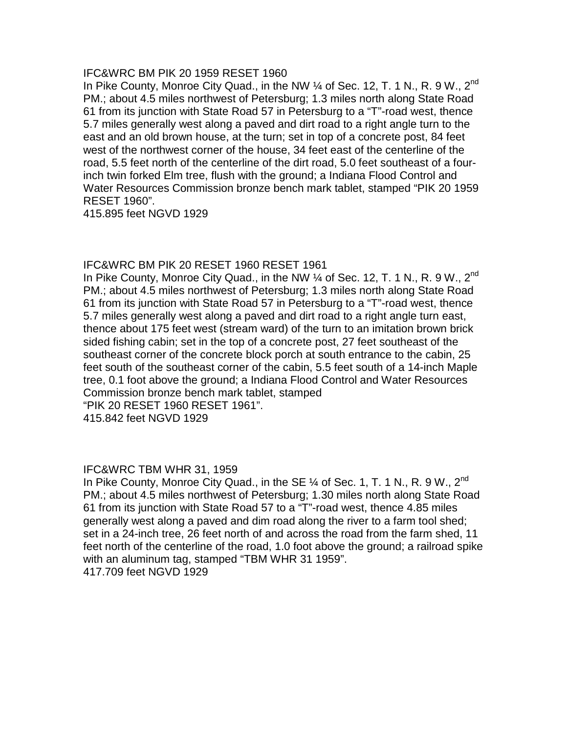IFC&WRC BM PIK 20 1959 RESET 1960

In Pike County, Monroe City Quad., in the NW ¼ of Sec. 12, T. 1 N., R. 9 W., 2nd PM.; about 4.5 miles northwest of Petersburg; 1.3 miles north along State Road 61 from its junction with State Road 57 in Petersburg to a "T"-road west, thence 5.7 miles generally west along a paved and dirt road to a right angle turn to the east and an old brown house, at the turn; set in top of a concrete post, 84 feet west of the northwest corner of the house, 34 feet east of the centerline of the road, 5.5 feet north of the centerline of the dirt road, 5.0 feet southeast of a four-inch twin forked Elm tree, flush with the ground; a Indiana Flood Control and Water Resources Commission bronze bench mark tablet, stamped "PIK 20 1959 RESET 1960".

415.895 feet NGVD 1929

IFC&WRC BM PIK 20 RESET 1960 RESET 1961

In Pike County, Monroe City Quad., in the NW ¼ of Sec. 12, T. 1 N., R. 9 W., 2nd PM.; about 4.5 miles northwest of Petersburg; 1.3 miles north along State Road 61 from its junction with State Road 57 in Petersburg to a "T"-road west, thence 5.7 miles generally west along a paved and dirt road to a right angle turn east, thence about 175 feet west (stream ward) of the turn to an imitation brown brick sided fishing cabin; set in the top of a concrete post, 27 feet southeast of the southeast corner of the concrete block porch at south entrance to the cabin, 25 feet south of the southeast corner of the cabin, 5.5 feet south of a 14-inch Maple tree, 0.1 foot above the ground; a Indiana Flood Control and Water Resources Commission bronze bench mark tablet, stamped "PIK 20 RESET 1960 RESET 1961".

415.842 feet NGVD 1929

IFC&WRC TBM WHR 31, 1959

In Pike County, Monroe City Quad., in the SE ¼ of Sec. 1, T. 1 N., R. 9 W., 2nd PM.; about 4.5 miles northwest of Petersburg; 1.30 miles north along State Road 61 from its junction with State Road 57 to a "T"-road west, thence 4.85 miles generally west along a paved and dim road along the river to a farm tool shed; set in a 24-inch tree, 26 feet north of and across the road from the farm shed, 11 feet north of the centerline of the road, 1.0 foot above the ground; a railroad spike with an aluminum tag, stamped "TBM WHR 31 1959".

417.709 feet NGVD 1929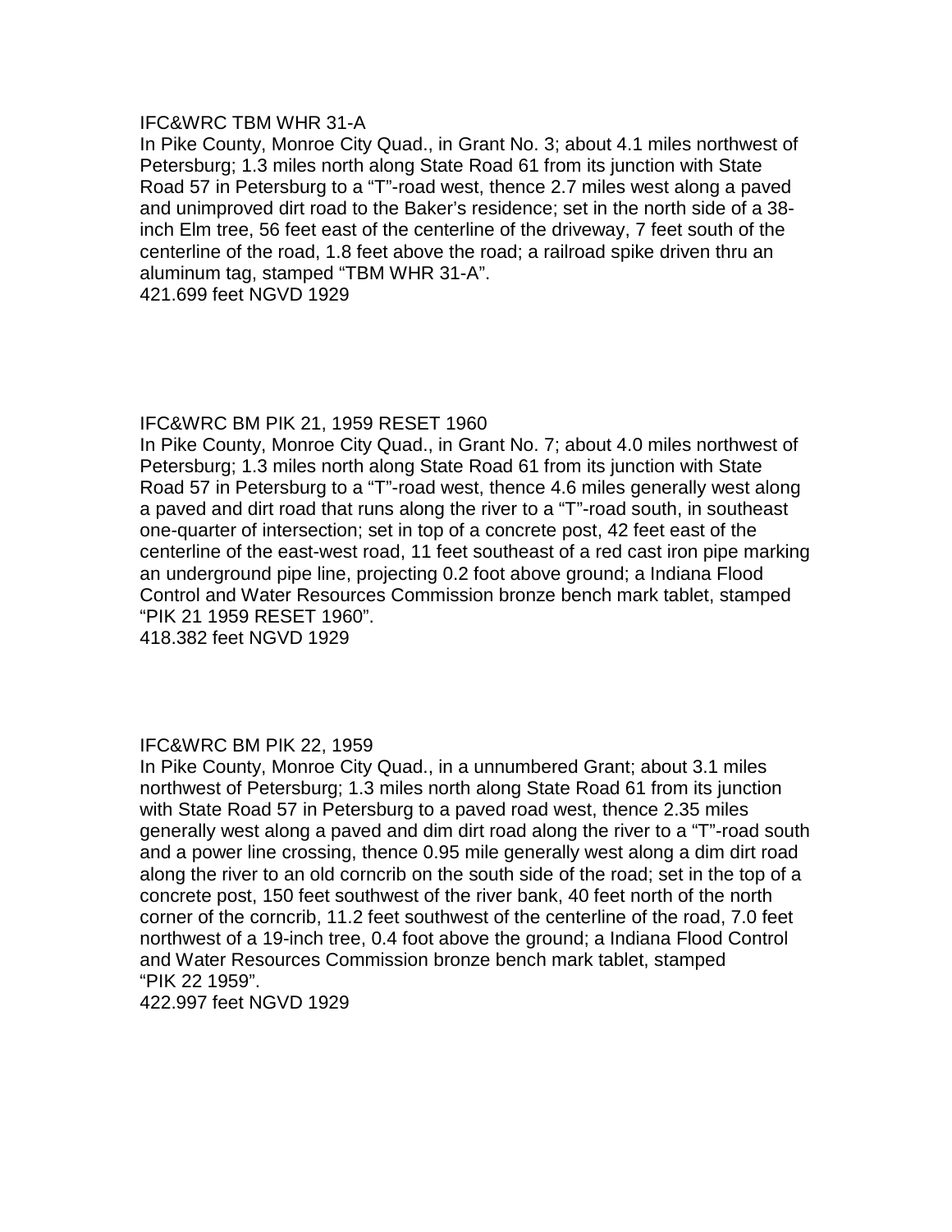IFC&WRC TBM WHR 31-A

In Pike County, Monroe City Quad., in Grant No. 3; about 4.1 miles northwest of Petersburg; 1.3 miles north along State Road 61 from its junction with State Road 57 in Petersburg to a "T"-road west, thence 2.7 miles west along a paved and unimproved dirt road to the Baker's residence; set in the north side of a 38-inch Elm tree, 56 feet east of the centerline of the driveway, 7 feet south of the centerline of the road, 1.8 feet above the road; a railroad spike driven thru an aluminum tag, stamped "TBM WHR 31-A".

421.699 feet NGVD 1929

IFC&WRC BM PIK 21, 1959 RESET 1960

In Pike County, Monroe City Quad., in Grant No. 7; about 4.0 miles northwest of Petersburg; 1.3 miles north along State Road 61 from its junction with State Road 57 in Petersburg to a "T"-road west, thence 4.6 miles generally west along a paved and dirt road that runs along the river to a "T"-road south, in southeast one-quarter of intersection; set in top of a concrete post, 42 feet east of the centerline of the east-west road, 11 feet southeast of a red cast iron pipe marking an underground pipe line, projecting 0.2 foot above ground; a Indiana Flood Control and Water Resources Commission bronze bench mark tablet, stamped "PIK 21 1959 RESET 1960".

418.382 feet NGVD 1929

IFC&WRC BM PIK 22, 1959

In Pike County, Monroe City Quad., in a unnumbered Grant; about 3.1 miles northwest of Petersburg; 1.3 miles north along State Road 61 from its junction with State Road 57 in Petersburg to a paved road west, thence 2.35 miles generally west along a paved and dim dirt road along the river to a "T"-road south and a power line crossing, thence 0.95 mile generally west along a dim dirt road along the river to an old corncrib on the south side of the road; set in the top of a concrete post, 150 feet southwest of the river bank, 40 feet north of the north corner of the corncrib, 11.2 feet southwest of the centerline of the road, 7.0 feet northwest of a 19-inch tree, 0.4 foot above the ground; a Indiana Flood Control and Water Resources Commission bronze bench mark tablet, stamped "PIK 22 1959".

422.997 feet NGVD 1929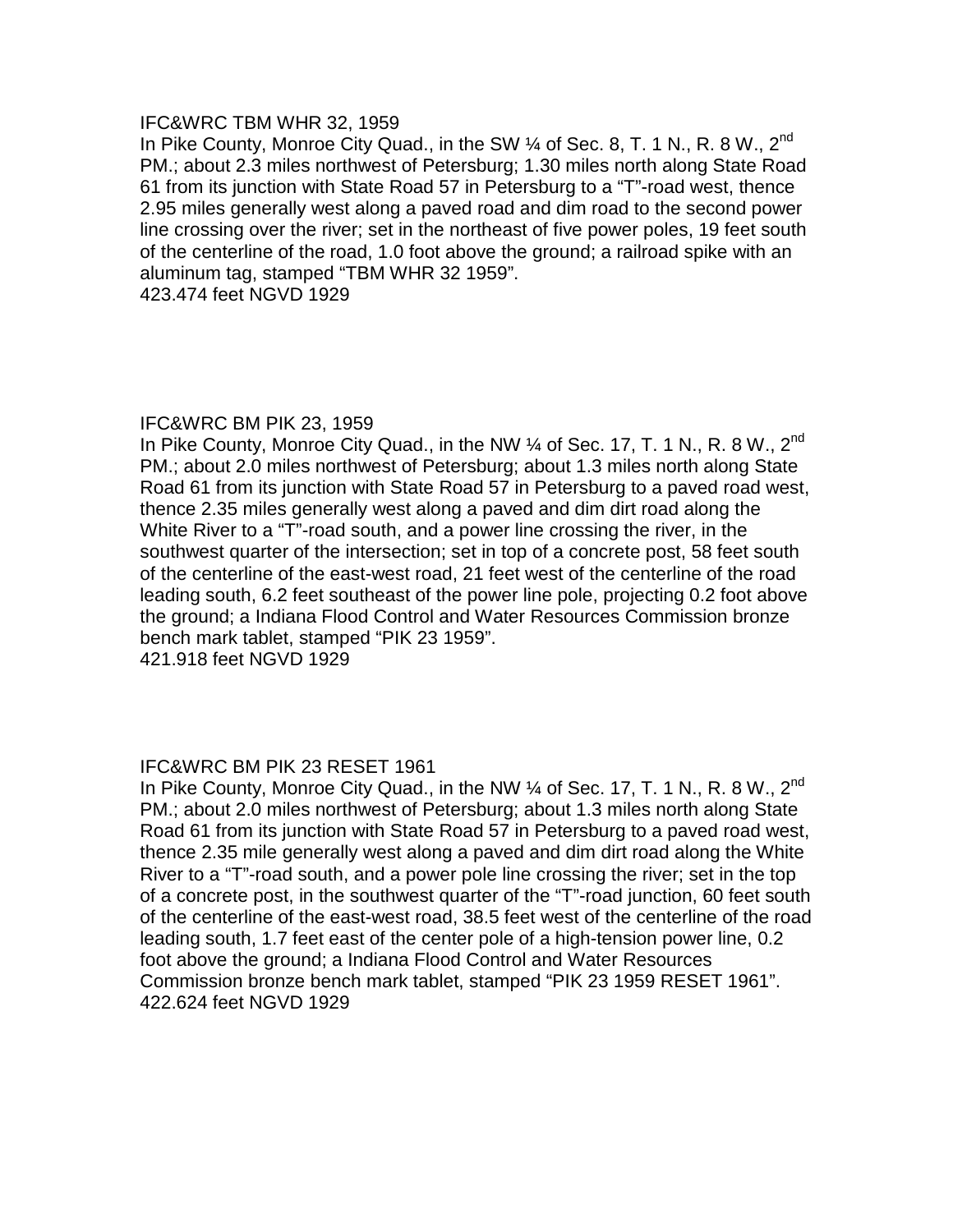IFC&WRC TBM WHR 32, 1959

In Pike County, Monroe City Quad., in the SW ¼ of Sec. 8, T. 1 N., R. 8 W., 2nd PM.; about 2.3 miles northwest of Petersburg; 1.30 miles north along State Road 61 from its junction with State Road 57 in Petersburg to a "T"-road west, thence 2.95 miles generally west along a paved road and dim road to the second power line crossing over the river; set in the northeast of five power poles, 19 feet south of the centerline of the road, 1.0 foot above the ground; a railroad spike with an aluminum tag, stamped "TBM WHR 32 1959".

423.474 feet NGVD 1929

IFC&WRC BM PIK 23, 1959

In Pike County, Monroe City Quad., in the NW ¼ of Sec. 17, T. 1 N., R. 8 W., 2nd PM.; about 2.0 miles northwest of Petersburg; about 1.3 miles north along State Road 61 from its junction with State Road 57 in Petersburg to a paved road west, thence 2.35 miles generally west along a paved and dim dirt road along the White River to a "T"-road south, and a power line crossing the river, in the southwest quarter of the intersection; set in top of a concrete post, 58 feet south of the centerline of the east-west road, 21 feet west of the centerline of the road leading south, 6.2 feet southeast of the power line pole, projecting 0.2 foot above the ground; a Indiana Flood Control and Water Resources Commission bronze bench mark tablet, stamped "PIK 23 1959".

421.918 feet NGVD 1929

IFC&WRC BM PIK 23 RESET 1961

In Pike County, Monroe City Quad., in the NW ¼ of Sec. 17, T. 1 N., R. 8 W., 2nd PM.; about 2.0 miles northwest of Petersburg; about 1.3 miles north along State Road 61 from its junction with State Road 57 in Petersburg to a paved road west, thence 2.35 mile generally west along a paved and dim dirt road along the White River to a "T"-road south, and a power pole line crossing the river; set in the top of a concrete post, in the southwest quarter of the "T"-road junction, 60 feet south of the centerline of the east-west road, 38.5 feet west of the centerline of the road leading south, 1.7 feet east of the center pole of a high-tension power line, 0.2 foot above the ground; a Indiana Flood Control and Water Resources Commission bronze bench mark tablet, stamped "PIK 23 1959 RESET 1961".

422.624 feet NGVD 1929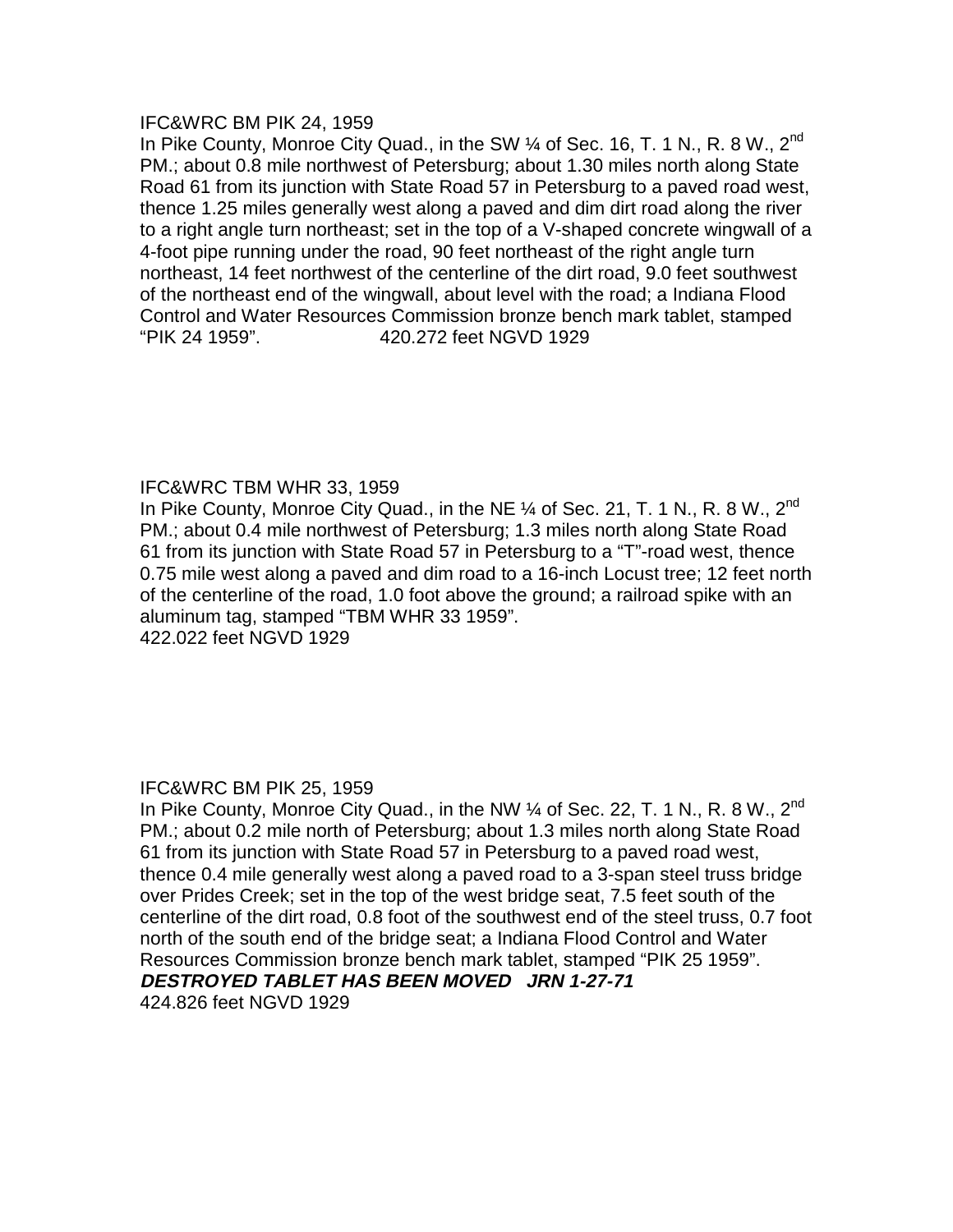IFC&WRC BM PIK 24, 1959

In Pike County, Monroe City Quad., in the SW ¼ of Sec. 16, T. 1 N., R. 8 W., 2nd PM.; about 0.8 mile northwest of Petersburg; about 1.30 miles north along State Road 61 from its junction with State Road 57 in Petersburg to a paved road west, thence 1.25 miles generally west along a paved and dim dirt road along the river to a right angle turn northeast; set in the top of a V-shaped concrete wingwall of a 4-foot pipe running under the road, 90 feet northeast of the right angle turn northeast, 14 feet northwest of the centerline of the dirt road, 9.0 feet southwest of the northeast end of the wingwall, about level with the road; a Indiana Flood Control and Water Resources Commission bronze bench mark tablet, stamped "PIK 24 1959". 420.272 feet NGVD 1929

IFC&WRC TBM WHR 33, 1959

In Pike County, Monroe City Quad., in the NE ¼ of Sec. 21, T. 1 N., R. 8 W., 2nd PM.; about 0.4 mile northwest of Petersburg; 1.3 miles north along State Road 61 from its junction with State Road 57 in Petersburg to a "T"-road west, thence 0.75 mile west along a paved and dim road to a 16-inch Locust tree; 12 feet north of the centerline of the road, 1.0 foot above the ground; a railroad spike with an aluminum tag, stamped "TBM WHR 33 1959".
422.022 feet NGVD 1929

IFC&WRC BM PIK 25, 1959

In Pike County, Monroe City Quad., in the NW ¼ of Sec. 22, T. 1 N., R. 8 W., 2nd PM.; about 0.2 mile north of Petersburg; about 1.3 miles north along State Road 61 from its junction with State Road 57 in Petersburg to a paved road west, thence 0.4 mile generally west along a paved road to a 3-span steel truss bridge over Prides Creek; set in the top of the west bridge seat, 7.5 feet south of the centerline of the dirt road, 0.8 foot of the southwest end of the steel truss, 0.7 foot north of the south end of the bridge seat; a Indiana Flood Control and Water Resources Commission bronze bench mark tablet, stamped "PIK 25 1959".
***DESTROYED TABLET HAS BEEN MOVED JRN 1-27-71***
424.826 feet NGVD 1929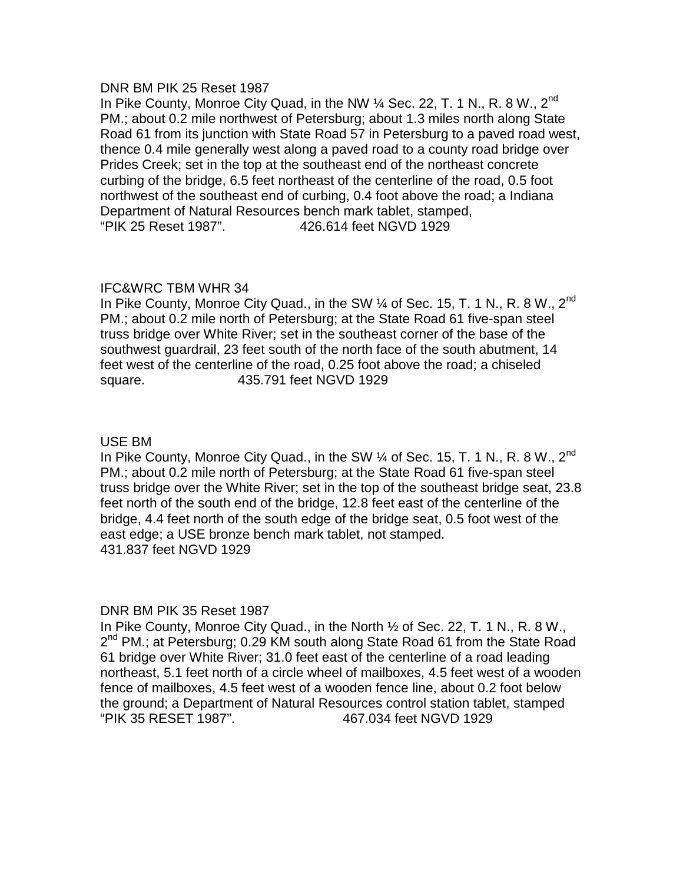DNR BM PIK 25 Reset 1987

In Pike County, Monroe City Quad, in the NW ¼ Sec. 22, T. 1 N., R. 8 W., 2nd PM.; about 0.2 mile northwest of Petersburg; about 1.3 miles north along State Road 61 from its junction with State Road 57 in Petersburg to a paved road west, thence 0.4 mile generally west along a paved road to a county road bridge over Prides Creek; set in the top at the southeast end of the northeast concrete curbing of the bridge, 6.5 feet northeast of the centerline of the road, 0.5 foot northwest of the southeast end of curbing, 0.4 foot above the road; a Indiana Department of Natural Resources bench mark tablet, stamped, "PIK 25 Reset 1987". 426.614 feet NGVD 1929

IFC&WRC TBM WHR 34

In Pike County, Monroe City Quad., in the SW ¼ of Sec. 15, T. 1 N., R. 8 W., 2nd PM.; about 0.2 mile north of Petersburg; at the State Road 61 five-span steel truss bridge over White River; set in the southeast corner of the base of the southwest guardrail, 23 feet south of the north face of the south abutment, 14 feet west of the centerline of the road, 0.25 foot above the road; a chiseled square. 435.791 feet NGVD 1929

USE BM

In Pike County, Monroe City Quad., in the SW ¼ of Sec. 15, T. 1 N., R. 8 W., 2nd PM.; about 0.2 mile north of Petersburg; at the State Road 61 five-span steel truss bridge over the White River; set in the top of the southeast bridge seat, 23.8 feet north of the south end of the bridge, 12.8 feet east of the centerline of the bridge, 4.4 feet north of the south edge of the bridge seat, 0.5 foot west of the east edge; a USE bronze bench mark tablet, not stamped.
431.837 feet NGVD 1929

DNR BM PIK 35 Reset 1987

In Pike County, Monroe City Quad., in the North ½ of Sec. 22, T. 1 N., R. 8 W., 2nd PM.; at Petersburg; 0.29 KM south along State Road 61 from the State Road 61 bridge over White River; 31.0 feet east of the centerline of a road leading northeast, 5.1 feet north of a circle wheel of mailboxes, 4.5 feet west of a wooden fence of mailboxes, 4.5 feet west of a wooden fence line, about 0.2 foot below the ground; a Department of Natural Resources control station tablet, stamped "PIK 35 RESET 1987". 467.034 feet NGVD 1929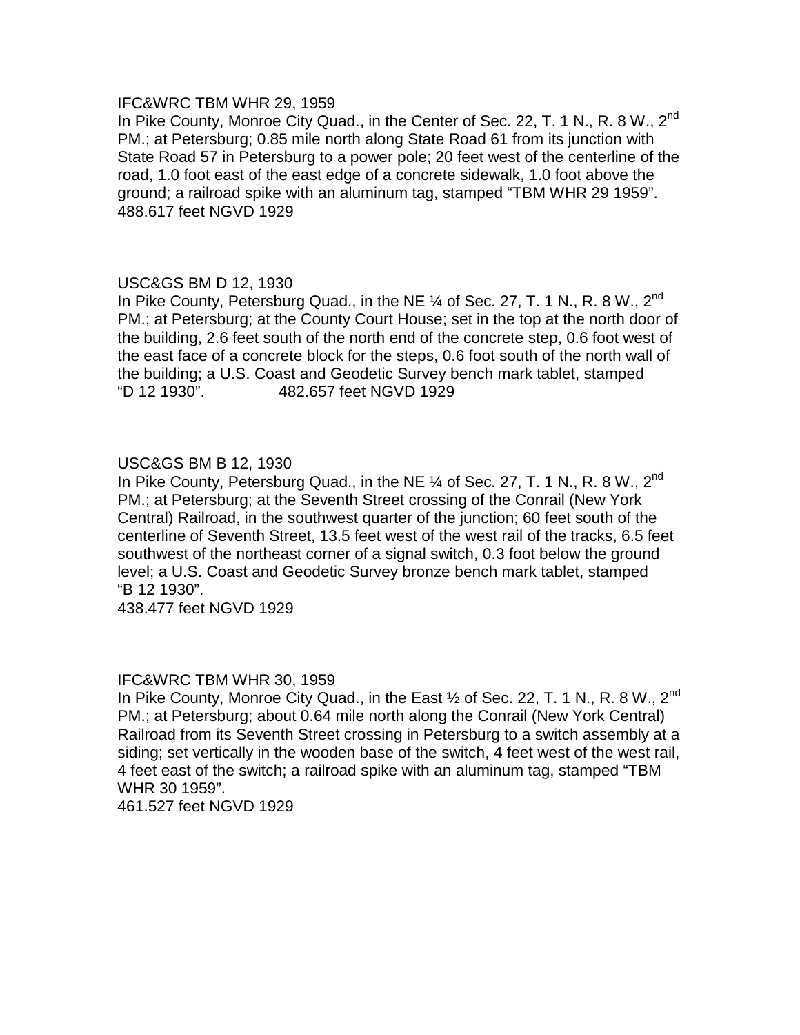IFC&WRC TBM WHR 29, 1959

In Pike County, Monroe City Quad., in the Center of Sec. 22, T. 1 N., R. 8 W., 2nd PM.; at Petersburg; 0.85 mile north along State Road 61 from its junction with State Road 57 in Petersburg to a power pole; 20 feet west of the centerline of the road, 1.0 foot east of the east edge of a concrete sidewalk, 1.0 foot above the ground; a railroad spike with an aluminum tag, stamped "TBM WHR 29 1959".
488.617 feet NGVD 1929

USC&GS BM D 12, 1930

In Pike County, Petersburg Quad., in the NE ¼ of Sec. 27, T. 1 N., R. 8 W., 2nd PM.; at Petersburg; at the County Court House; set in the top at the north door of the building, 2.6 feet south of the north end of the concrete step, 0.6 foot west of the east face of a concrete block for the steps, 0.6 foot south of the north wall of the building; a U.S. Coast and Geodetic Survey bench mark tablet, stamped "D 12 1930". 482.657 feet NGVD 1929

USC&GS BM B 12, 1930

In Pike County, Petersburg Quad., in the NE ¼ of Sec. 27, T. 1 N., R. 8 W., 2nd PM.; at Petersburg; at the Seventh Street crossing of the Conrail (New York Central) Railroad, in the southwest quarter of the junction; 60 feet south of the centerline of Seventh Street, 13.5 feet west of the west rail of the tracks, 6.5 feet southwest of the northeast corner of a signal switch, 0.3 foot below the ground level; a U.S. Coast and Geodetic Survey bronze bench mark tablet, stamped "B 12 1930".
438.477 feet NGVD 1929

IFC&WRC TBM WHR 30, 1959

In Pike County, Monroe City Quad., in the East ½ of Sec. 22, T. 1 N., R. 8 W., 2nd PM.; at Petersburg; about 0.64 mile north along the Conrail (New York Central) Railroad from its Seventh Street crossing in Petersburg to a switch assembly at a siding; set vertically in the wooden base of the switch, 4 feet west of the west rail, 4 feet east of the switch; a railroad spike with an aluminum tag, stamped "TBM WHR 30 1959".
461.527 feet NGVD 1929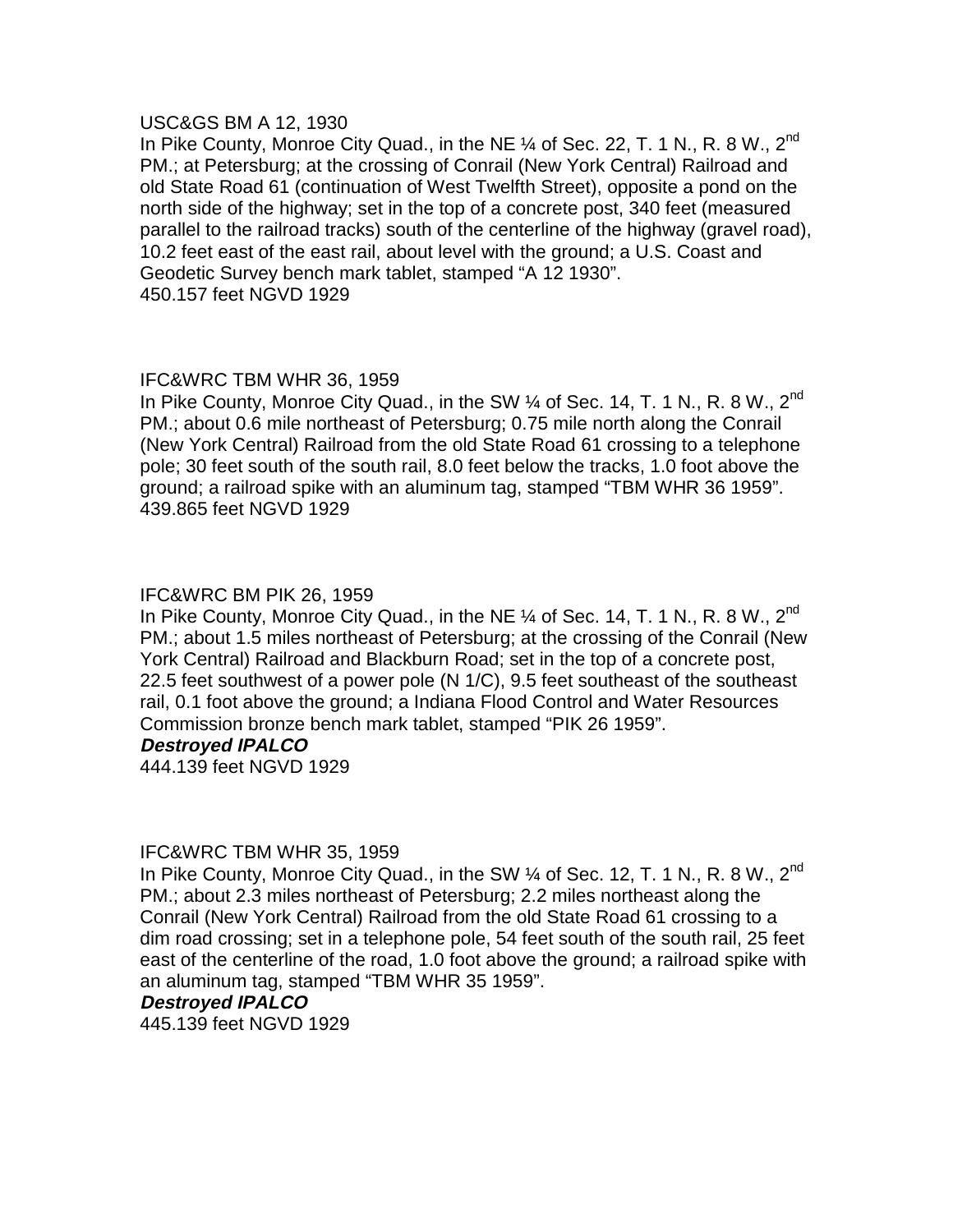USC&GS BM A 12, 1930
In Pike County, Monroe City Quad., in the NE ¼ of Sec. 22, T. 1 N., R. 8 W., 2nd PM.; at Petersburg; at the crossing of Conrail (New York Central) Railroad and old State Road 61 (continuation of West Twelfth Street), opposite a pond on the north side of the highway; set in the top of a concrete post, 340 feet (measured parallel to the railroad tracks) south of the centerline of the highway (gravel road), 10.2 feet east of the east rail, about level with the ground; a U.S. Coast and Geodetic Survey bench mark tablet, stamped "A 12 1930".
450.157 feet NGVD 1929

IFC&WRC TBM WHR 36, 1959
In Pike County, Monroe City Quad., in the SW ¼ of Sec. 14, T. 1 N., R. 8 W., 2nd PM.; about 0.6 mile northeast of Petersburg; 0.75 mile north along the Conrail (New York Central) Railroad from the old State Road 61 crossing to a telephone pole; 30 feet south of the south rail, 8.0 feet below the tracks, 1.0 foot above the ground; a railroad spike with an aluminum tag, stamped "TBM WHR 36 1959".
439.865 feet NGVD 1929

IFC&WRC BM PIK 26, 1959
In Pike County, Monroe City Quad., in the NE ¼ of Sec. 14, T. 1 N., R. 8 W., 2nd PM.; about 1.5 miles northeast of Petersburg; at the crossing of the Conrail (New York Central) Railroad and Blackburn Road; set in the top of a concrete post, 22.5 feet southwest of a power pole (N 1/C), 9.5 feet southeast of the southeast rail, 0.1 foot above the ground; a Indiana Flood Control and Water Resources Commission bronze bench mark tablet, stamped "PIK 26 1959".
***Destroyed IPALCO***
444.139 feet NGVD 1929

IFC&WRC TBM WHR 35, 1959
In Pike County, Monroe City Quad., in the SW ¼ of Sec. 12, T. 1 N., R. 8 W., 2nd PM.; about 2.3 miles northeast of Petersburg; 2.2 miles northeast along the Conrail (New York Central) Railroad from the old State Road 61 crossing to a dim road crossing; set in a telephone pole, 54 feet south of the south rail, 25 feet east of the centerline of the road, 1.0 foot above the ground; a railroad spike with an aluminum tag, stamped "TBM WHR 35 1959".
***Destroyed IPALCO***
445.139 feet NGVD 1929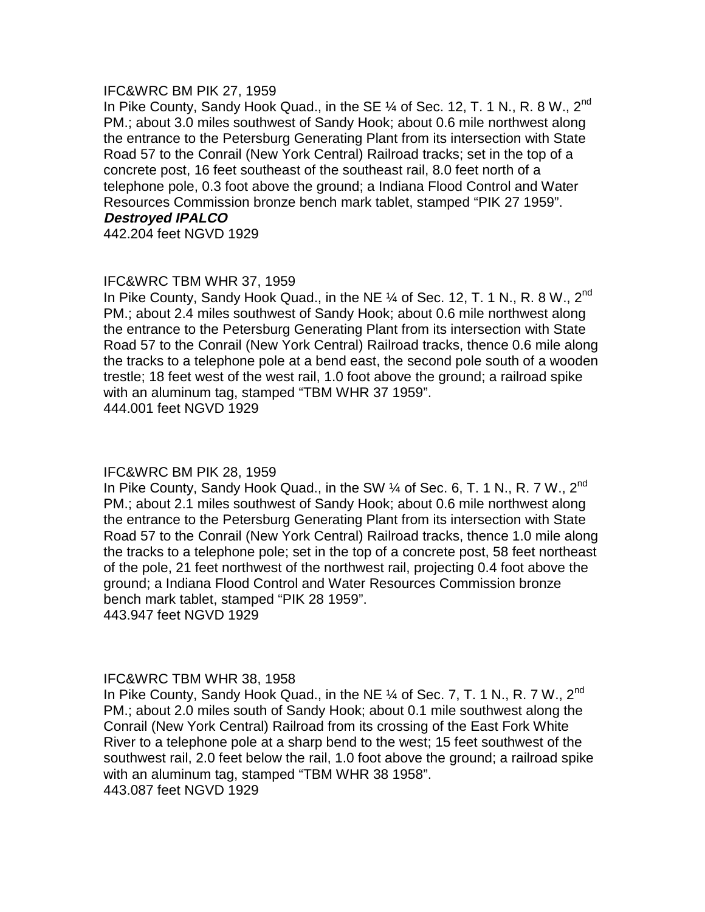IFC&WRC BM PIK 27, 1959

In Pike County, Sandy Hook Quad., in the SE ¼ of Sec. 12, T. 1 N., R. 8 W., 2nd PM.; about 3.0 miles southwest of Sandy Hook; about 0.6 mile northwest along the entrance to the Petersburg Generating Plant from its intersection with State Road 57 to the Conrail (New York Central) Railroad tracks; set in the top of a concrete post, 16 feet southeast of the southeast rail, 8.0 feet north of a telephone pole, 0.3 foot above the ground; a Indiana Flood Control and Water Resources Commission bronze bench mark tablet, stamped "PIK 27 1959".

***Destroyed IPALCO***

442.204 feet NGVD 1929

IFC&WRC TBM WHR 37, 1959

In Pike County, Sandy Hook Quad., in the NE ¼ of Sec. 12, T. 1 N., R. 8 W., 2nd PM.; about 2.4 miles southwest of Sandy Hook; about 0.6 mile northwest along the entrance to the Petersburg Generating Plant from its intersection with State Road 57 to the Conrail (New York Central) Railroad tracks, thence 0.6 mile along the tracks to a telephone pole at a bend east, the second pole south of a wooden trestle; 18 feet west of the west rail, 1.0 foot above the ground; a railroad spike with an aluminum tag, stamped "TBM WHR 37 1959".

444.001 feet NGVD 1929

IFC&WRC BM PIK 28, 1959

In Pike County, Sandy Hook Quad., in the SW ¼ of Sec. 6, T. 1 N., R. 7 W., 2nd PM.; about 2.1 miles southwest of Sandy Hook; about 0.6 mile northwest along the entrance to the Petersburg Generating Plant from its intersection with State Road 57 to the Conrail (New York Central) Railroad tracks, thence 1.0 mile along the tracks to a telephone pole; set in the top of a concrete post, 58 feet northeast of the pole, 21 feet northwest of the northwest rail, projecting 0.4 foot above the ground; a Indiana Flood Control and Water Resources Commission bronze bench mark tablet, stamped "PIK 28 1959".

443.947 feet NGVD 1929

IFC&WRC TBM WHR 38, 1958

In Pike County, Sandy Hook Quad., in the NE ¼ of Sec. 7, T. 1 N., R. 7 W., 2nd PM.; about 2.0 miles south of Sandy Hook; about 0.1 mile southwest along the Conrail (New York Central) Railroad from its crossing of the East Fork White River to a telephone pole at a sharp bend to the west; 15 feet southwest of the southwest rail, 2.0 feet below the rail, 1.0 foot above the ground; a railroad spike with an aluminum tag, stamped "TBM WHR 38 1958".

443.087 feet NGVD 1929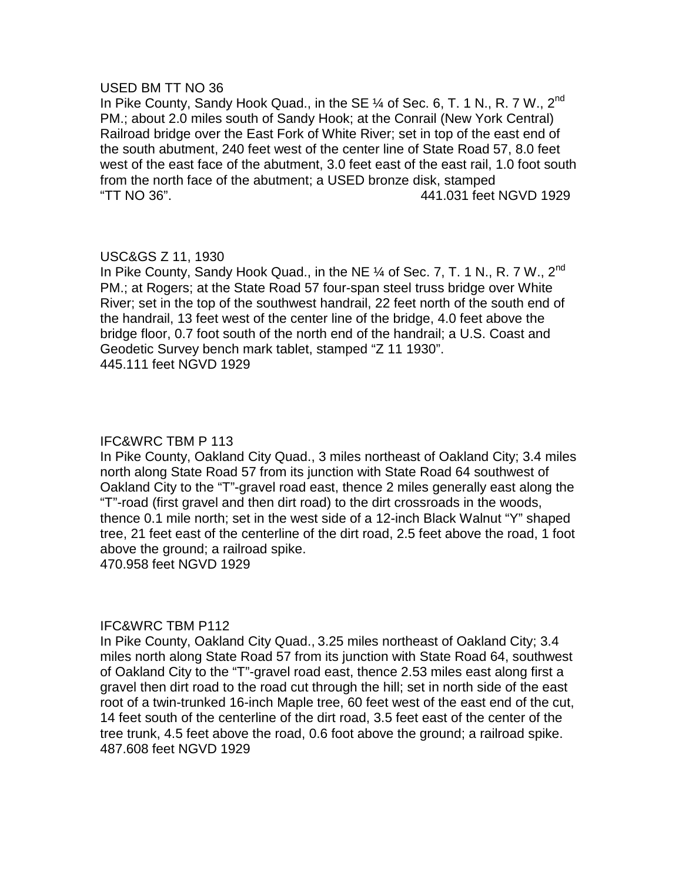USED BM TT NO 36

In Pike County, Sandy Hook Quad., in the SE ¼ of Sec. 6, T. 1 N., R. 7 W., 2nd PM.; about 2.0 miles south of Sandy Hook; at the Conrail (New York Central) Railroad bridge over the East Fork of White River; set in top of the east end of the south abutment, 240 feet west of the center line of State Road 57, 8.0 feet west of the east face of the abutment, 3.0 feet east of the east rail, 1.0 foot south from the north face of the abutment; a USED bronze disk, stamped "TT NO 36". 441.031 feet NGVD 1929

USC&GS Z 11, 1930

In Pike County, Sandy Hook Quad., in the NE ¼ of Sec. 7, T. 1 N., R. 7 W., 2nd PM.; at Rogers; at the State Road 57 four-span steel truss bridge over White River; set in the top of the southwest handrail, 22 feet north of the south end of the handrail, 13 feet west of the center line of the bridge, 4.0 feet above the bridge floor, 0.7 foot south of the north end of the handrail; a U.S. Coast and Geodetic Survey bench mark tablet, stamped "Z 11 1930".
445.111 feet NGVD 1929

IFC&WRC TBM P 113

In Pike County, Oakland City Quad., 3 miles northeast of Oakland City; 3.4 miles north along State Road 57 from its junction with State Road 64 southwest of Oakland City to the "T"-gravel road east, thence 2 miles generally east along the "T"-road (first gravel and then dirt road) to the dirt crossroads in the woods, thence 0.1 mile north; set in the west side of a 12-inch Black Walnut "Y" shaped tree, 21 feet east of the centerline of the dirt road, 2.5 feet above the road, 1 foot above the ground; a railroad spike.
470.958 feet NGVD 1929

IFC&WRC TBM P112

In Pike County, Oakland City Quad., 3.25 miles northeast of Oakland City; 3.4 miles north along State Road 57 from its junction with State Road 64, southwest of Oakland City to the "T"-gravel road east, thence 2.53 miles east along first a gravel then dirt road to the road cut through the hill; set in north side of the east root of a twin-trunked 16-inch Maple tree, 60 feet west of the east end of the cut, 14 feet south of the centerline of the dirt road, 3.5 feet east of the center of the tree trunk, 4.5 feet above the road, 0.6 foot above the ground; a railroad spike.
487.608 feet NGVD 1929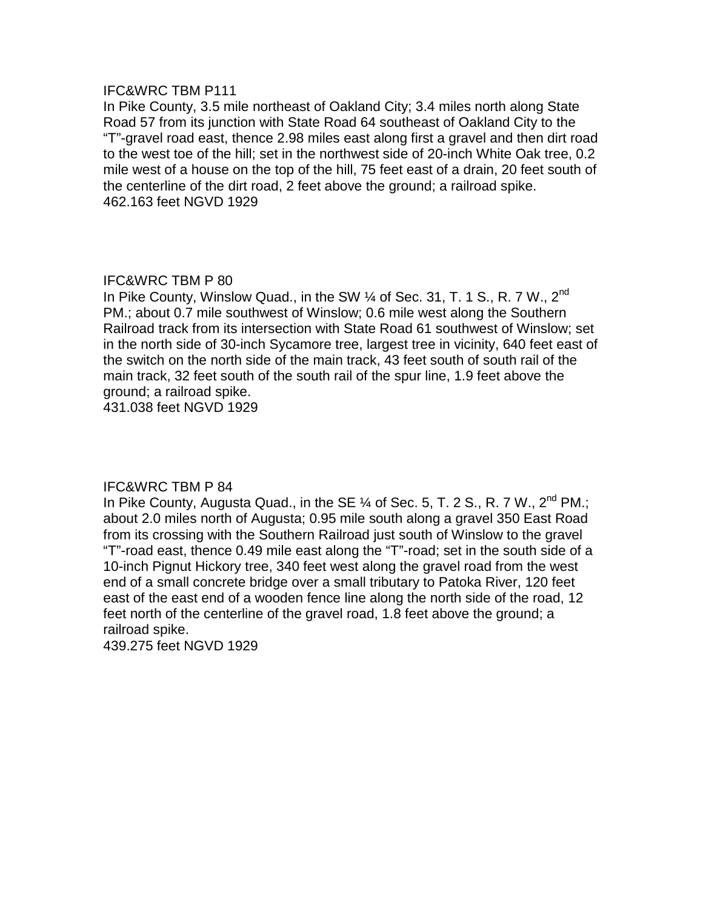IFC&WRC TBM P111

In Pike County, 3.5 mile northeast of Oakland City; 3.4 miles north along State Road 57 from its junction with State Road 64 southeast of Oakland City to the "T"-gravel road east, thence 2.98 miles east along first a gravel and then dirt road to the west toe of the hill; set in the northwest side of 20-inch White Oak tree, 0.2 mile west of a house on the top of the hill, 75 feet east of a drain, 20 feet south of the centerline of the dirt road, 2 feet above the ground; a railroad spike.

462.163 feet NGVD 1929

IFC&WRC TBM P 80

In Pike County, Winslow Quad., in the SW ¼ of Sec. 31, T. 1 S., R. 7 W., 2nd PM.; about 0.7 mile southwest of Winslow; 0.6 mile west along the Southern Railroad track from its intersection with State Road 61 southwest of Winslow; set in the north side of 30-inch Sycamore tree, largest tree in vicinity, 640 feet east of the switch on the north side of the main track, 43 feet south of south rail of the main track, 32 feet south of the south rail of the spur line, 1.9 feet above the ground; a railroad spike.

431.038 feet NGVD 1929

IFC&WRC TBM P 84

In Pike County, Augusta Quad., in the SE ¼ of Sec. 5, T. 2 S., R. 7 W., 2nd PM.; about 2.0 miles north of Augusta; 0.95 mile south along a gravel 350 East Road from its crossing with the Southern Railroad just south of Winslow to the gravel "T"-road east, thence 0.49 mile east along the "T"-road; set in the south side of a 10-inch Pignut Hickory tree, 340 feet west along the gravel road from the west end of a small concrete bridge over a small tributary to Patoka River, 120 feet east of the east end of a wooden fence line along the north side of the road, 12 feet north of the centerline of the gravel road, 1.8 feet above the ground; a railroad spike.

439.275 feet NGVD 1929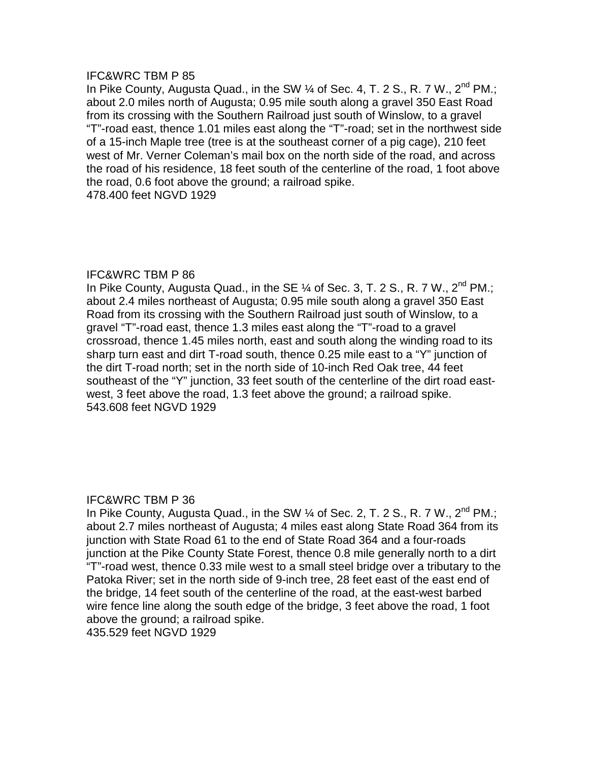IFC&WRC TBM P 85

In Pike County, Augusta Quad., in the SW ¼ of Sec. 4, T. 2 S., R. 7 W., 2nd PM.; about 2.0 miles north of Augusta; 0.95 mile south along a gravel 350 East Road from its crossing with the Southern Railroad just south of Winslow, to a gravel "T"-road east, thence 1.01 miles east along the "T"-road; set in the northwest side of a 15-inch Maple tree (tree is at the southeast corner of a pig cage), 210 feet west of Mr. Verner Coleman's mail box on the north side of the road, and across the road of his residence, 18 feet south of the centerline of the road, 1 foot above the road, 0.6 foot above the ground; a railroad spike.

478.400 feet NGVD 1929

IFC&WRC TBM P 86

In Pike County, Augusta Quad., in the SE ¼ of Sec. 3, T. 2 S., R. 7 W., 2nd PM.; about 2.4 miles northeast of Augusta; 0.95 mile south along a gravel 350 East Road from its crossing with the Southern Railroad just south of Winslow, to a gravel "T"-road east, thence 1.3 miles east along the "T"-road to a gravel crossroad, thence 1.45 miles north, east and south along the winding road to its sharp turn east and dirt T-road south, thence 0.25 mile east to a "Y" junction of the dirt T-road north; set in the north side of 10-inch Red Oak tree, 44 feet southeast of the "Y" junction, 33 feet south of the centerline of the dirt road east-west, 3 feet above the road, 1.3 feet above the ground; a railroad spike.

543.608 feet NGVD 1929

IFC&WRC TBM P 36

In Pike County, Augusta Quad., in the SW ¼ of Sec. 2, T. 2 S., R. 7 W., 2nd PM.; about 2.7 miles northeast of Augusta; 4 miles east along State Road 364 from its junction with State Road 61 to the end of State Road 364 and a four-roads junction at the Pike County State Forest, thence 0.8 mile generally north to a dirt "T"-road west, thence 0.33 mile west to a small steel bridge over a tributary to the Patoka River; set in the north side of 9-inch tree, 28 feet east of the east end of the bridge, 14 feet south of the centerline of the road, at the east-west barbed wire fence line along the south edge of the bridge, 3 feet above the road, 1 foot above the ground; a railroad spike.

435.529 feet NGVD 1929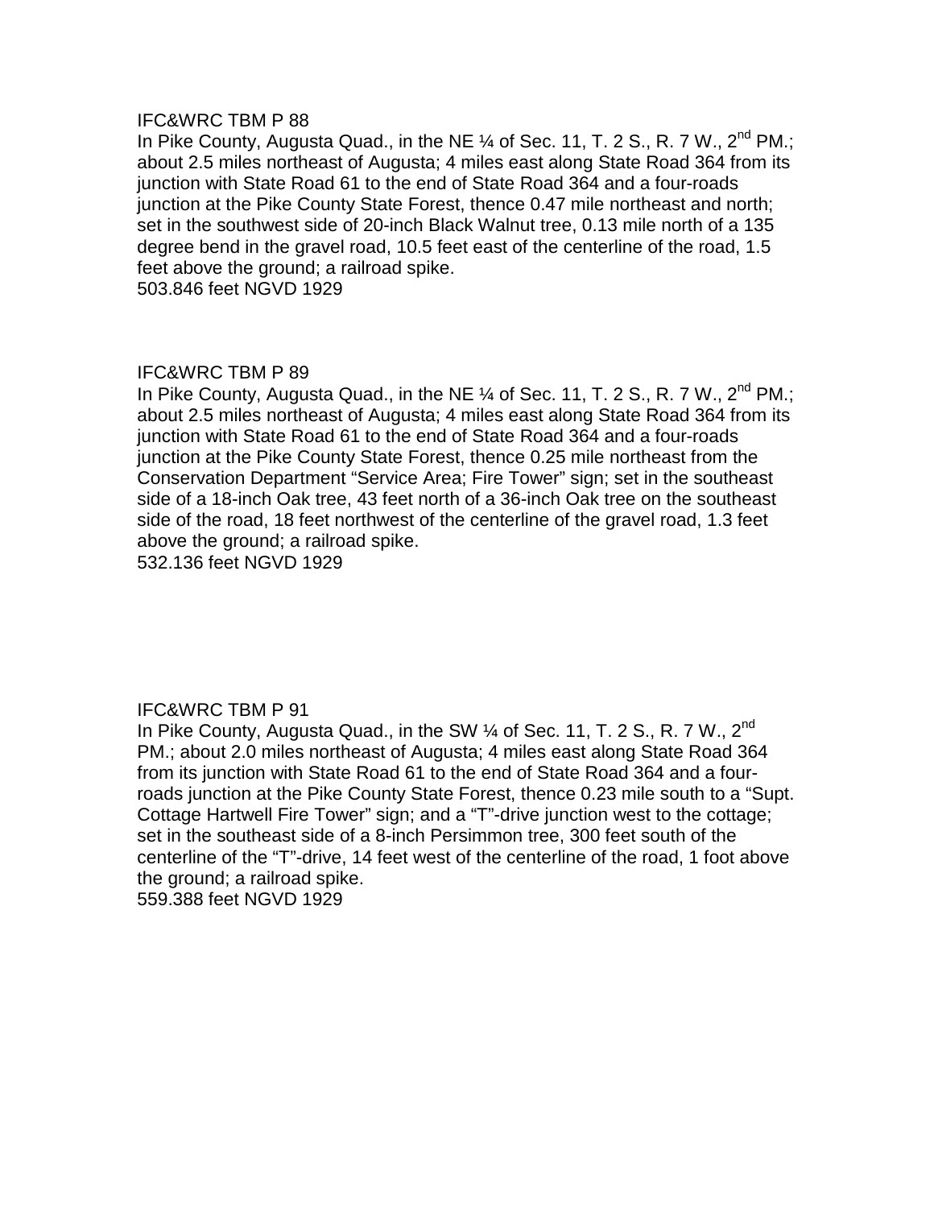IFC&WRC TBM P 88

In Pike County, Augusta Quad., in the NE ¼ of Sec. 11, T. 2 S., R. 7 W., 2nd PM.; about 2.5 miles northeast of Augusta; 4 miles east along State Road 364 from its junction with State Road 61 to the end of State Road 364 and a four-roads junction at the Pike County State Forest, thence 0.47 mile northeast and north; set in the southwest side of 20-inch Black Walnut tree, 0.13 mile north of a 135 degree bend in the gravel road, 10.5 feet east of the centerline of the road, 1.5 feet above the ground; a railroad spike.

503.846 feet NGVD 1929

IFC&WRC TBM P 89

In Pike County, Augusta Quad., in the NE ¼ of Sec. 11, T. 2 S., R. 7 W., 2nd PM.; about 2.5 miles northeast of Augusta; 4 miles east along State Road 364 from its junction with State Road 61 to the end of State Road 364 and a four-roads junction at the Pike County State Forest, thence 0.25 mile northeast from the Conservation Department "Service Area; Fire Tower" sign; set in the southeast side of a 18-inch Oak tree, 43 feet north of a 36-inch Oak tree on the southeast side of the road, 18 feet northwest of the centerline of the gravel road, 1.3 feet above the ground; a railroad spike.

532.136 feet NGVD 1929

IFC&WRC TBM P 91

In Pike County, Augusta Quad., in the SW ¼ of Sec. 11, T. 2 S., R. 7 W., 2nd PM.; about 2.0 miles northeast of Augusta; 4 miles east along State Road 364 from its junction with State Road 61 to the end of State Road 364 and a four-roads junction at the Pike County State Forest, thence 0.23 mile south to a "Supt. Cottage Hartwell Fire Tower" sign; and a "T"-drive junction west to the cottage; set in the southeast side of a 8-inch Persimmon tree, 300 feet south of the centerline of the "T"-drive, 14 feet west of the centerline of the road, 1 foot above the ground; a railroad spike.

559.388 feet NGVD 1929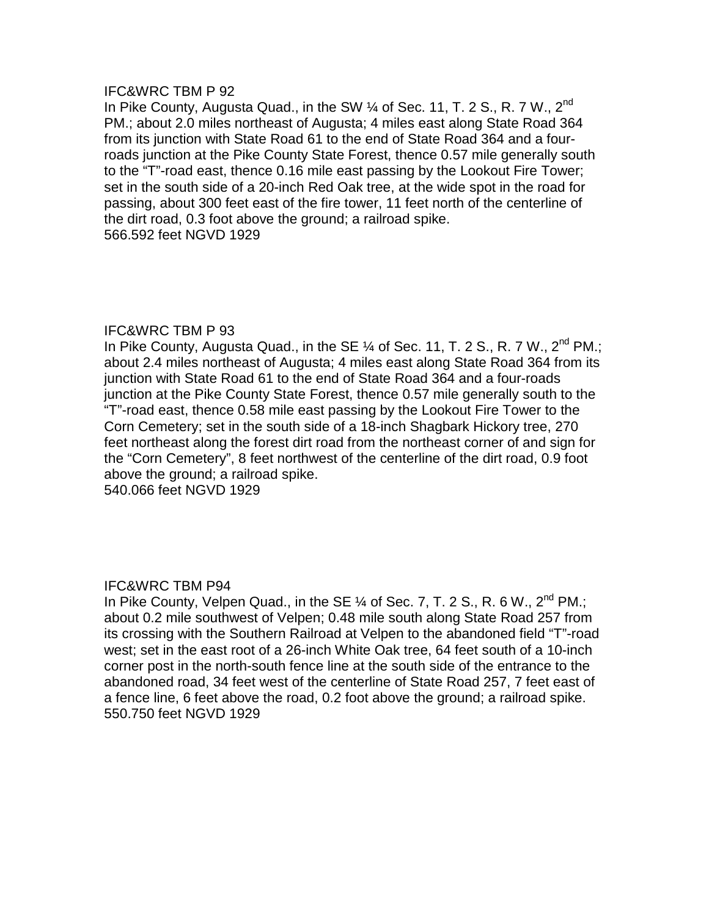IFC&WRC TBM P 92

In Pike County, Augusta Quad., in the SW ¼ of Sec. 11, T. 2 S., R. 7 W., 2nd PM.; about 2.0 miles northeast of Augusta; 4 miles east along State Road 364 from its junction with State Road 61 to the end of State Road 364 and a four-roads junction at the Pike County State Forest, thence 0.57 mile generally south to the "T"-road east, thence 0.16 mile east passing by the Lookout Fire Tower; set in the south side of a 20-inch Red Oak tree, at the wide spot in the road for passing, about 300 feet east of the fire tower, 11 feet north of the centerline of the dirt road, 0.3 foot above the ground; a railroad spike.
566.592 feet NGVD 1929

IFC&WRC TBM P 93

In Pike County, Augusta Quad., in the SE ¼ of Sec. 11, T. 2 S., R. 7 W., 2nd PM.; about 2.4 miles northeast of Augusta; 4 miles east along State Road 364 from its junction with State Road 61 to the end of State Road 364 and a four-roads junction at the Pike County State Forest, thence 0.57 mile generally south to the "T"-road east, thence 0.58 mile east passing by the Lookout Fire Tower to the Corn Cemetery; set in the south side of a 18-inch Shagbark Hickory tree, 270 feet northeast along the forest dirt road from the northeast corner of and sign for the "Corn Cemetery", 8 feet northwest of the centerline of the dirt road, 0.9 foot above the ground; a railroad spike.
540.066 feet NGVD 1929

IFC&WRC TBM P94

In Pike County, Velpen Quad., in the SE ¼ of Sec. 7, T. 2 S., R. 6 W., 2nd PM.; about 0.2 mile southwest of Velpen; 0.48 mile south along State Road 257 from its crossing with the Southern Railroad at Velpen to the abandoned field "T"-road west; set in the east root of a 26-inch White Oak tree, 64 feet south of a 10-inch corner post in the north-south fence line at the south side of the entrance to the abandoned road, 34 feet west of the centerline of State Road 257, 7 feet east of a fence line, 6 feet above the road, 0.2 foot above the ground; a railroad spike.
550.750 feet NGVD 1929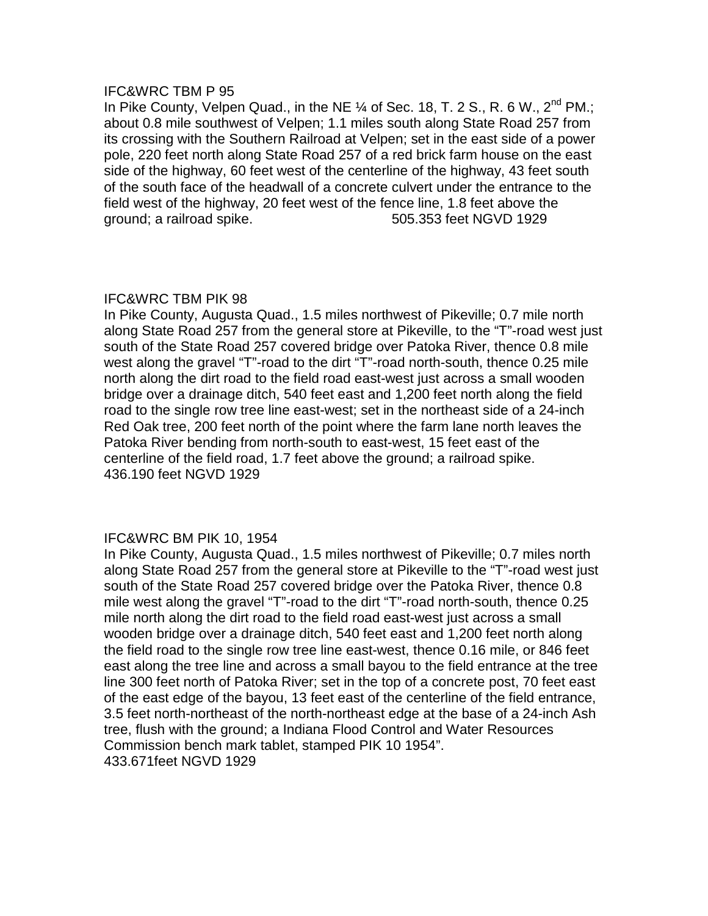IFC&WRC TBM P 95

In Pike County, Velpen Quad., in the NE ¼ of Sec. 18, T. 2 S., R. 6 W., 2nd PM.; about 0.8 mile southwest of Velpen; 1.1 miles south along State Road 257 from its crossing with the Southern Railroad at Velpen; set in the east side of a power pole, 220 feet north along State Road 257 of a red brick farm house on the east side of the highway, 60 feet west of the centerline of the highway, 43 feet south of the south face of the headwall of a concrete culvert under the entrance to the field west of the highway, 20 feet west of the fence line, 1.8 feet above the ground; a railroad spike. 505.353 feet NGVD 1929

IFC&WRC TBM PIK 98

In Pike County, Augusta Quad., 1.5 miles northwest of Pikeville; 0.7 mile north along State Road 257 from the general store at Pikeville, to the "T"-road west just south of the State Road 257 covered bridge over Patoka River, thence 0.8 mile west along the gravel "T"-road to the dirt "T"-road north-south, thence 0.25 mile north along the dirt road to the field road east-west just across a small wooden bridge over a drainage ditch, 540 feet east and 1,200 feet north along the field road to the single row tree line east-west; set in the northeast side of a 24-inch Red Oak tree, 200 feet north of the point where the farm lane north leaves the Patoka River bending from north-south to east-west, 15 feet east of the centerline of the field road, 1.7 feet above the ground; a railroad spike.
436.190 feet NGVD 1929

IFC&WRC BM PIK 10, 1954

In Pike County, Augusta Quad., 1.5 miles northwest of Pikeville; 0.7 miles north along State Road 257 from the general store at Pikeville to the "T"-road west just south of the State Road 257 covered bridge over the Patoka River, thence 0.8 mile west along the gravel "T"-road to the dirt "T"-road north-south, thence 0.25 mile north along the dirt road to the field road east-west just across a small wooden bridge over a drainage ditch, 540 feet east and 1,200 feet north along the field road to the single row tree line east-west, thence 0.16 mile, or 846 feet east along the tree line and across a small bayou to the field entrance at the tree line 300 feet north of Patoka River; set in the top of a concrete post, 70 feet east of the east edge of the bayou, 13 feet east of the centerline of the field entrance, 3.5 feet north-northeast of the north-northeast edge at the base of a 24-inch Ash tree, flush with the ground; a Indiana Flood Control and Water Resources Commission bench mark tablet, stamped PIK 10 1954".
433.671feet NGVD 1929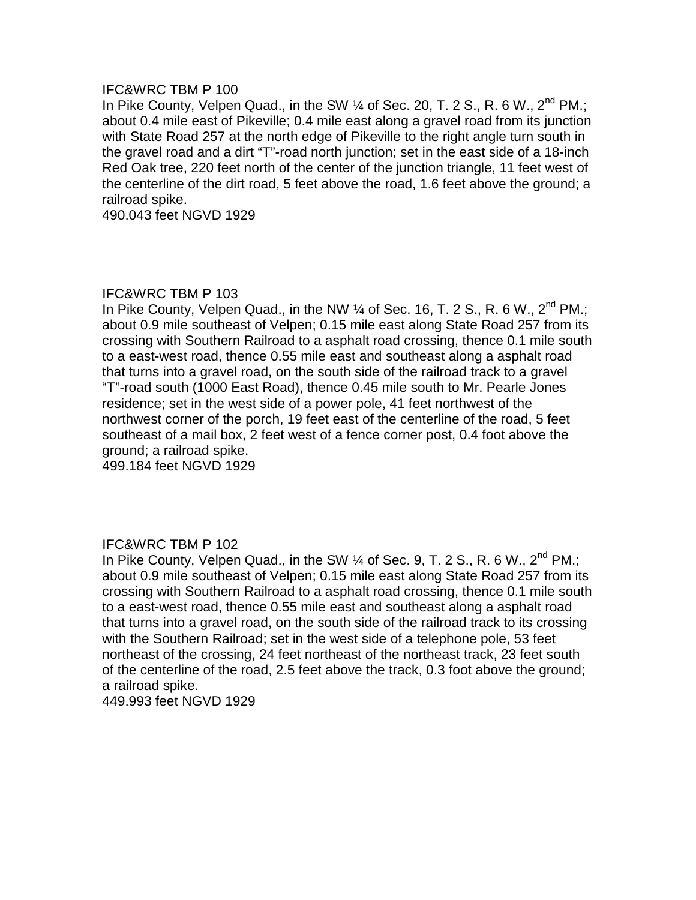IFC&WRC TBM P 100
In Pike County, Velpen Quad., in the SW ¼ of Sec. 20, T. 2 S., R. 6 W., 2nd PM.; about 0.4 mile east of Pikeville; 0.4 mile east along a gravel road from its junction with State Road 257 at the north edge of Pikeville to the right angle turn south in the gravel road and a dirt "T"-road north junction; set in the east side of a 18-inch Red Oak tree, 220 feet north of the center of the junction triangle, 11 feet west of the centerline of the dirt road, 5 feet above the road, 1.6 feet above the ground; a railroad spike.
490.043 feet NGVD 1929

IFC&WRC TBM P 103
In Pike County, Velpen Quad., in the NW ¼ of Sec. 16, T. 2 S., R. 6 W., 2nd PM.; about 0.9 mile southeast of Velpen; 0.15 mile east along State Road 257 from its crossing with Southern Railroad to a asphalt road crossing, thence 0.1 mile south to a east-west road, thence 0.55 mile east and southeast along a asphalt road that turns into a gravel road, on the south side of the railroad track to a gravel "T"-road south (1000 East Road), thence 0.45 mile south to Mr. Pearle Jones residence; set in the west side of a power pole, 41 feet northwest of the northwest corner of the porch, 19 feet east of the centerline of the road, 5 feet southeast of a mail box, 2 feet west of a fence corner post, 0.4 foot above the ground; a railroad spike.
499.184 feet NGVD 1929

IFC&WRC TBM P 102
In Pike County, Velpen Quad., in the SW ¼ of Sec. 9, T. 2 S., R. 6 W., 2nd PM.; about 0.9 mile southeast of Velpen; 0.15 mile east along State Road 257 from its crossing with Southern Railroad to a asphalt road crossing, thence 0.1 mile south to a east-west road, thence 0.55 mile east and southeast along a asphalt road that turns into a gravel road, on the south side of the railroad track to its crossing with the Southern Railroad; set in the west side of a telephone pole, 53 feet northeast of the crossing, 24 feet northeast of the northeast track, 23 feet south of the centerline of the road, 2.5 feet above the track, 0.3 foot above the ground; a railroad spike.
449.993 feet NGVD 1929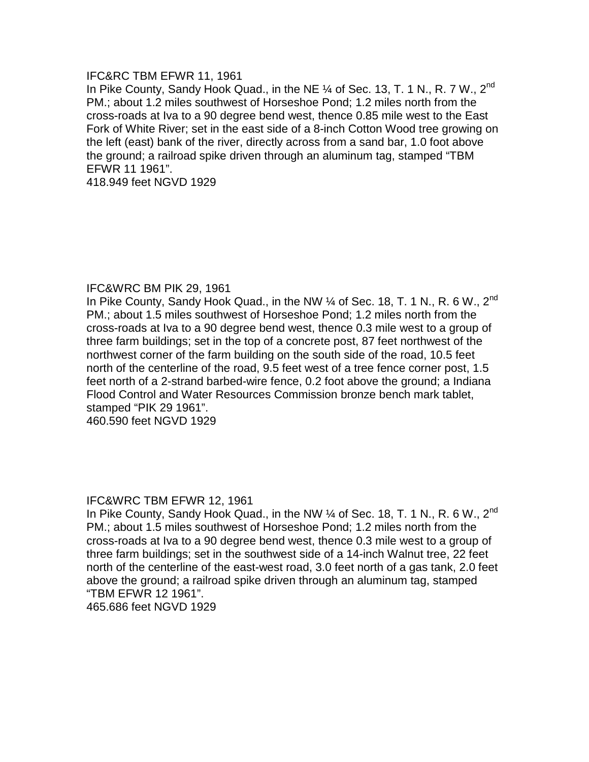IFC&RC TBM EFWR 11, 1961

In Pike County, Sandy Hook Quad., in the NE ¼ of Sec. 13, T. 1 N., R. 7 W., 2nd PM.; about 1.2 miles southwest of Horseshoe Pond; 1.2 miles north from the cross-roads at Iva to a 90 degree bend west, thence 0.85 mile west to the East Fork of White River; set in the east side of a 8-inch Cotton Wood tree growing on the left (east) bank of the river, directly across from a sand bar, 1.0 foot above the ground; a railroad spike driven through an aluminum tag, stamped "TBM EFWR 11 1961".

418.949 feet NGVD 1929

IFC&WRC BM PIK 29, 1961

In Pike County, Sandy Hook Quad., in the NW ¼ of Sec. 18, T. 1 N., R. 6 W., 2nd PM.; about 1.5 miles southwest of Horseshoe Pond; 1.2 miles north from the cross-roads at Iva to a 90 degree bend west, thence 0.3 mile west to a group of three farm buildings; set in the top of a concrete post, 87 feet northwest of the northwest corner of the farm building on the south side of the road, 10.5 feet north of the centerline of the road, 9.5 feet west of a tree fence corner post, 1.5 feet north of a 2-strand barbed-wire fence, 0.2 foot above the ground; a Indiana Flood Control and Water Resources Commission bronze bench mark tablet, stamped "PIK 29 1961".

460.590 feet NGVD 1929

IFC&WRC TBM EFWR 12, 1961

In Pike County, Sandy Hook Quad., in the NW ¼ of Sec. 18, T. 1 N., R. 6 W., 2nd PM.; about 1.5 miles southwest of Horseshoe Pond; 1.2 miles north from the cross-roads at Iva to a 90 degree bend west, thence 0.3 mile west to a group of three farm buildings; set in the southwest side of a 14-inch Walnut tree, 22 feet north of the centerline of the east-west road, 3.0 feet north of a gas tank, 2.0 feet above the ground; a railroad spike driven through an aluminum tag, stamped "TBM EFWR 12 1961".

465.686 feet NGVD 1929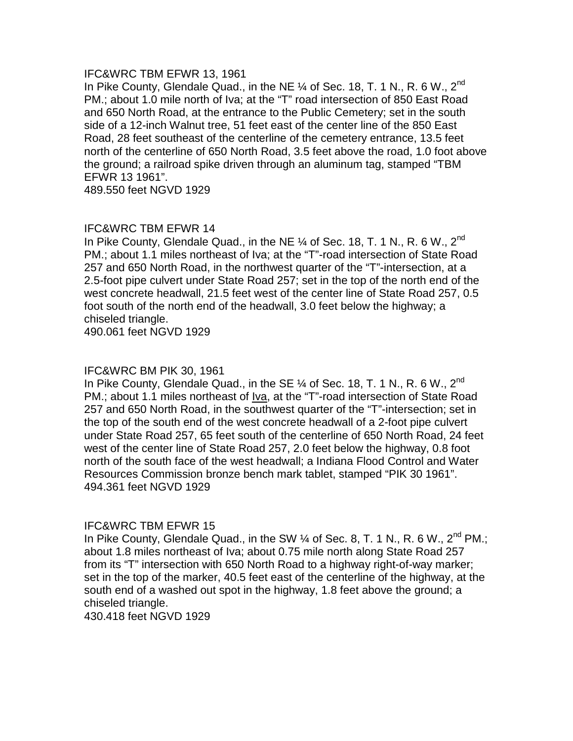IFC&WRC TBM EFWR 13, 1961
In Pike County, Glendale Quad., in the NE ¼ of Sec. 18, T. 1 N., R. 6 W., 2nd PM.; about 1.0 mile north of Iva; at the "T" road intersection of 850 East Road and 650 North Road, at the entrance to the Public Cemetery; set in the south side of a 12-inch Walnut tree, 51 feet east of the center line of the 850 East Road, 28 feet southeast of the centerline of the cemetery entrance, 13.5 feet north of the centerline of 650 North Road, 3.5 feet above the road, 1.0 foot above the ground; a railroad spike driven through an aluminum tag, stamped "TBM EFWR 13 1961".
489.550 feet NGVD 1929

IFC&WRC TBM EFWR 14
In Pike County, Glendale Quad., in the NE ¼ of Sec. 18, T. 1 N., R. 6 W., 2nd PM.; about 1.1 miles northeast of Iva; at the "T"-road intersection of State Road 257 and 650 North Road, in the northwest quarter of the "T"-intersection, at a 2.5-foot pipe culvert under State Road 257; set in the top of the north end of the west concrete headwall, 21.5 feet west of the center line of State Road 257, 0.5 foot south of the north end of the headwall, 3.0 feet below the highway; a chiseled triangle.
490.061 feet NGVD 1929

IFC&WRC BM PIK 30, 1961
In Pike County, Glendale Quad., in the SE ¼ of Sec. 18, T. 1 N., R. 6 W., 2nd PM.; about 1.1 miles northeast of Iva, at the "T"-road intersection of State Road 257 and 650 North Road, in the southwest quarter of the "T"-intersection; set in the top of the south end of the west concrete headwall of a 2-foot pipe culvert under State Road 257, 65 feet south of the centerline of 650 North Road, 24 feet west of the center line of State Road 257, 2.0 feet below the highway, 0.8 foot north of the south face of the west headwall; a Indiana Flood Control and Water Resources Commission bronze bench mark tablet, stamped "PIK 30 1961".
494.361 feet NGVD 1929

IFC&WRC TBM EFWR 15
In Pike County, Glendale Quad., in the SW ¼ of Sec. 8, T. 1 N., R. 6 W., 2nd PM.; about 1.8 miles northeast of Iva; about 0.75 mile north along State Road 257 from its "T" intersection with 650 North Road to a highway right-of-way marker; set in the top of the marker, 40.5 feet east of the centerline of the highway, at the south end of a washed out spot in the highway, 1.8 feet above the ground; a chiseled triangle.
430.418 feet NGVD 1929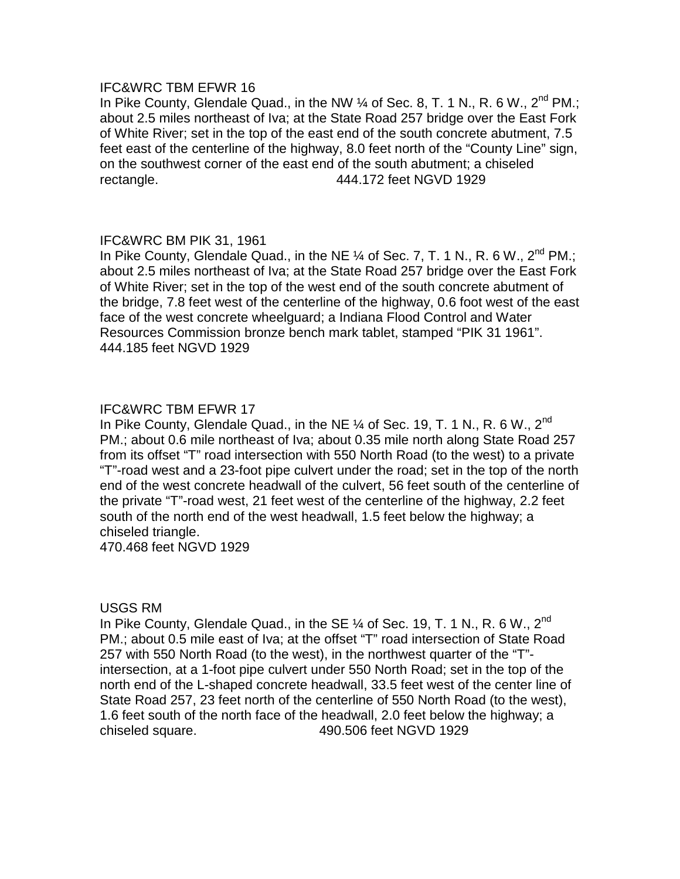IFC&WRC TBM EFWR 16

In Pike County, Glendale Quad., in the NW ¼ of Sec. 8, T. 1 N., R. 6 W., 2nd PM.; about 2.5 miles northeast of Iva; at the State Road 257 bridge over the East Fork of White River; set in the top of the east end of the south concrete abutment, 7.5 feet east of the centerline of the highway, 8.0 feet north of the "County Line" sign, on the southwest corner of the east end of the south abutment; a chiseled rectangle. 444.172 feet NGVD 1929

IFC&WRC BM PIK 31, 1961

In Pike County, Glendale Quad., in the NE ¼ of Sec. 7, T. 1 N., R. 6 W., 2nd PM.; about 2.5 miles northeast of Iva; at the State Road 257 bridge over the East Fork of White River; set in the top of the west end of the south concrete abutment of the bridge, 7.8 feet west of the centerline of the highway, 0.6 foot west of the east face of the west concrete wheelguard; a Indiana Flood Control and Water Resources Commission bronze bench mark tablet, stamped "PIK 31 1961".
444.185 feet NGVD 1929

IFC&WRC TBM EFWR 17

In Pike County, Glendale Quad., in the NE ¼ of Sec. 19, T. 1 N., R. 6 W., 2nd PM.; about 0.6 mile northeast of Iva; about 0.35 mile north along State Road 257 from its offset "T" road intersection with 550 North Road (to the west) to a private "T"-road west and a 23-foot pipe culvert under the road; set in the top of the north end of the west concrete headwall of the culvert, 56 feet south of the centerline of the private "T"-road west, 21 feet west of the centerline of the highway, 2.2 feet south of the north end of the west headwall, 1.5 feet below the highway; a chiseled triangle.
470.468 feet NGVD 1929

USGS RM

In Pike County, Glendale Quad., in the SE ¼ of Sec. 19, T. 1 N., R. 6 W., 2nd PM.; about 0.5 mile east of Iva; at the offset "T" road intersection of State Road 257 with 550 North Road (to the west), in the northwest quarter of the "T"-intersection, at a 1-foot pipe culvert under 550 North Road; set in the top of the north end of the L-shaped concrete headwall, 33.5 feet west of the center line of State Road 257, 23 feet north of the centerline of 550 North Road (to the west), 1.6 feet south of the north face of the headwall, 2.0 feet below the highway; a chiseled square. 490.506 feet NGVD 1929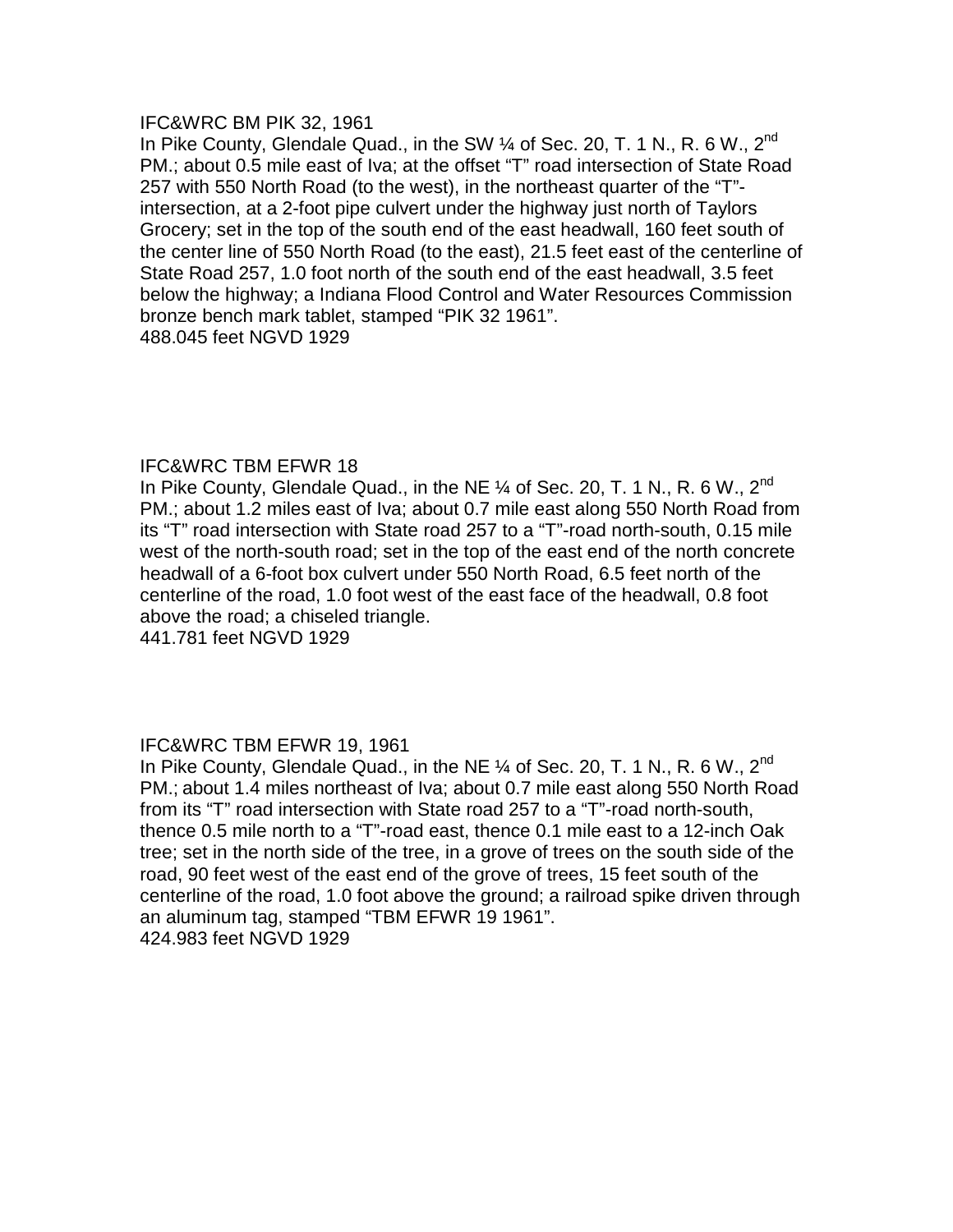IFC&WRC BM PIK 32, 1961

In Pike County, Glendale Quad., in the SW ¼ of Sec. 20, T. 1 N., R. 6 W., 2nd PM.; about 0.5 mile east of Iva; at the offset "T" road intersection of State Road 257 with 550 North Road (to the west), in the northeast quarter of the "T"-intersection, at a 2-foot pipe culvert under the highway just north of Taylors Grocery; set in the top of the south end of the east headwall, 160 feet south of the center line of 550 North Road (to the east), 21.5 feet east of the centerline of State Road 257, 1.0 foot north of the south end of the east headwall, 3.5 feet below the highway; a Indiana Flood Control and Water Resources Commission bronze bench mark tablet, stamped "PIK 32 1961".

488.045 feet NGVD 1929

IFC&WRC TBM EFWR 18

In Pike County, Glendale Quad., in the NE ¼ of Sec. 20, T. 1 N., R. 6 W., 2nd PM.; about 1.2 miles east of Iva; about 0.7 mile east along 550 North Road from its "T" road intersection with State road 257 to a "T"-road north-south, 0.15 mile west of the north-south road; set in the top of the east end of the north concrete headwall of a 6-foot box culvert under 550 North Road, 6.5 feet north of the centerline of the road, 1.0 foot west of the east face of the headwall, 0.8 foot above the road; a chiseled triangle.

441.781 feet NGVD 1929

IFC&WRC TBM EFWR 19, 1961

In Pike County, Glendale Quad., in the NE ¼ of Sec. 20, T. 1 N., R. 6 W., 2nd PM.; about 1.4 miles northeast of Iva; about 0.7 mile east along 550 North Road from its "T" road intersection with State road 257 to a "T"-road north-south, thence 0.5 mile north to a "T"-road east, thence 0.1 mile east to a 12-inch Oak tree; set in the north side of the tree, in a grove of trees on the south side of the road, 90 feet west of the east end of the grove of trees, 15 feet south of the centerline of the road, 1.0 foot above the ground; a railroad spike driven through an aluminum tag, stamped "TBM EFWR 19 1961".

424.983 feet NGVD 1929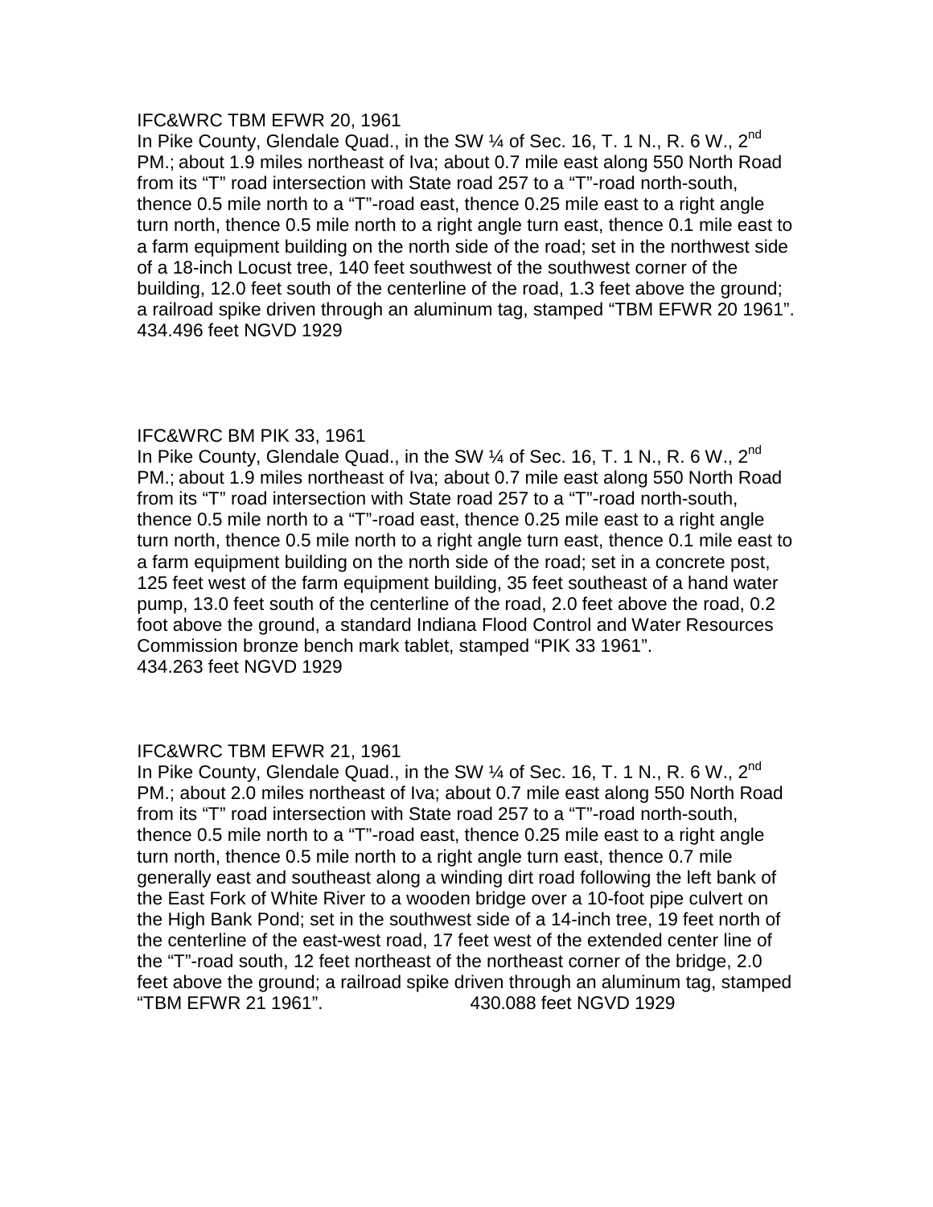IFC&WRC TBM EFWR 20, 1961

In Pike County, Glendale Quad., in the SW ¼ of Sec. 16, T. 1 N., R. 6 W., 2nd PM.; about 1.9 miles northeast of Iva; about 0.7 mile east along 550 North Road from its "T" road intersection with State road 257 to a "T"-road north-south, thence 0.5 mile north to a "T"-road east, thence 0.25 mile east to a right angle turn north, thence 0.5 mile north to a right angle turn east, thence 0.1 mile east to a farm equipment building on the north side of the road; set in the northwest side of a 18-inch Locust tree, 140 feet southwest of the southwest corner of the building, 12.0 feet south of the centerline of the road, 1.3 feet above the ground; a railroad spike driven through an aluminum tag, stamped "TBM EFWR 20 1961".
434.496 feet NGVD 1929

IFC&WRC BM PIK 33, 1961

In Pike County, Glendale Quad., in the SW ¼ of Sec. 16, T. 1 N., R. 6 W., 2nd PM.; about 1.9 miles northeast of Iva; about 0.7 mile east along 550 North Road from its "T" road intersection with State road 257 to a "T"-road north-south, thence 0.5 mile north to a "T"-road east, thence 0.25 mile east to a right angle turn north, thence 0.5 mile north to a right angle turn east, thence 0.1 mile east to a farm equipment building on the north side of the road; set in a concrete post, 125 feet west of the farm equipment building, 35 feet southeast of a hand water pump, 13.0 feet south of the centerline of the road, 2.0 feet above the road, 0.2 foot above the ground, a standard Indiana Flood Control and Water Resources Commission bronze bench mark tablet, stamped "PIK 33 1961".
434.263 feet NGVD 1929

IFC&WRC TBM EFWR 21, 1961

In Pike County, Glendale Quad., in the SW ¼ of Sec. 16, T. 1 N., R. 6 W., 2nd PM.; about 2.0 miles northeast of Iva; about 0.7 mile east along 550 North Road from its "T" road intersection with State road 257 to a "T"-road north-south, thence 0.5 mile north to a "T"-road east, thence 0.25 mile east to a right angle turn north, thence 0.5 mile north to a right angle turn east, thence 0.7 mile generally east and southeast along a winding dirt road following the left bank of the East Fork of White River to a wooden bridge over a 10-foot pipe culvert on the High Bank Pond; set in the southwest side of a 14-inch tree, 19 feet north of the centerline of the east-west road, 17 feet west of the extended center line of the "T"-road south, 12 feet northeast of the northeast corner of the bridge, 2.0 feet above the ground; a railroad spike driven through an aluminum tag, stamped "TBM EFWR 21 1961". 430.088 feet NGVD 1929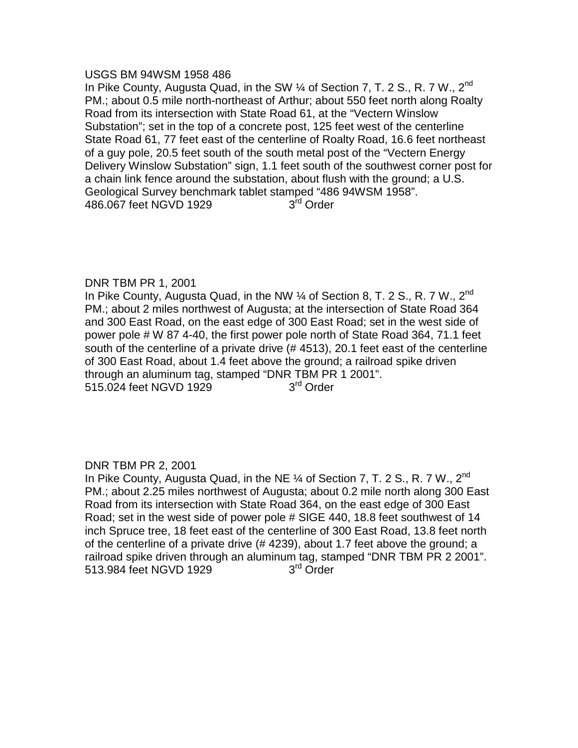USGS BM 94WSM 1958 486

In Pike County, Augusta Quad, in the SW ¼ of Section 7, T. 2 S., R. 7 W., 2nd PM.; about 0.5 mile north-northeast of Arthur; about 550 feet north along Roalty Road from its intersection with State Road 61, at the "Vectern Winslow Substation"; set in the top of a concrete post, 125 feet west of the centerline State Road 61, 77 feet east of the centerline of Roalty Road, 16.6 feet northeast of a guy pole, 20.5 feet south of the south metal post of the "Vectern Energy Delivery Winslow Substation" sign, 1.1 feet south of the southwest corner post for a chain link fence around the substation, about flush with the ground; a U.S. Geological Survey benchmark tablet stamped "486 94WSM 1958".

486.067 feet NGVD 1929 3rd Order

DNR TBM PR 1, 2001

In Pike County, Augusta Quad, in the NW ¼ of Section 8, T. 2 S., R. 7 W., 2nd PM.; about 2 miles northwest of Augusta; at the intersection of State Road 364 and 300 East Road, on the east edge of 300 East Road; set in the west side of power pole # W 87 4-40, the first power pole north of State Road 364, 71.1 feet south of the centerline of a private drive (# 4513), 20.1 feet east of the centerline of 300 East Road, about 1.4 feet above the ground; a railroad spike driven through an aluminum tag, stamped "DNR TBM PR 1 2001".

515.024 feet NGVD 1929 3rd Order

DNR TBM PR 2, 2001

In Pike County, Augusta Quad, in the NE ¼ of Section 7, T. 2 S., R. 7 W., 2nd PM.; about 2.25 miles northwest of Augusta; about 0.2 mile north along 300 East Road from its intersection with State Road 364, on the east edge of 300 East Road; set in the west side of power pole # SIGE 440, 18.8 feet southwest of 14 inch Spruce tree, 18 feet east of the centerline of 300 East Road, 13.8 feet north of the centerline of a private drive (# 4239), about 1.7 feet above the ground; a railroad spike driven through an aluminum tag, stamped "DNR TBM PR 2 2001".

513.984 feet NGVD 1929 3rd Order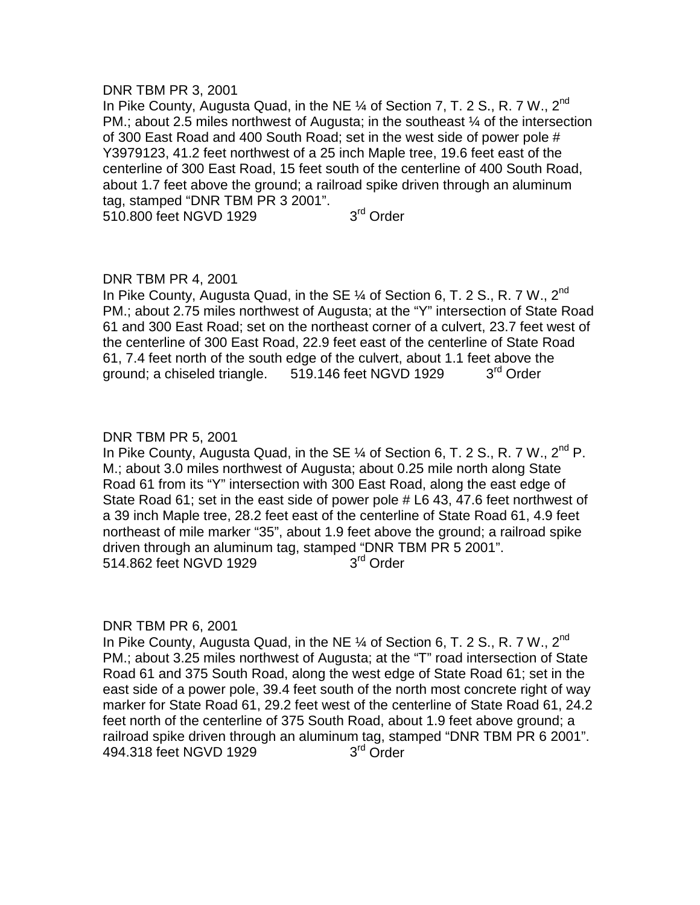DNR TBM PR 3, 2001

In Pike County, Augusta Quad, in the NE ¼ of Section 7, T. 2 S., R. 7 W., 2nd PM.; about 2.5 miles northwest of Augusta; in the southeast ¼ of the intersection of 300 East Road and 400 South Road; set in the west side of power pole # Y3979123, 41.2 feet northwest of a 25 inch Maple tree, 19.6 feet east of the centerline of 300 East Road, 15 feet south of the centerline of 400 South Road, about 1.7 feet above the ground; a railroad spike driven through an aluminum tag, stamped "DNR TBM PR 3 2001".

510.800 feet NGVD 1929 3rd Order

DNR TBM PR 4, 2001

In Pike County, Augusta Quad, in the SE ¼ of Section 6, T. 2 S., R. 7 W., 2nd PM.; about 2.75 miles northwest of Augusta; at the "Y" intersection of State Road 61 and 300 East Road; set on the northeast corner of a culvert, 23.7 feet west of the centerline of 300 East Road, 22.9 feet east of the centerline of State Road 61, 7.4 feet north of the south edge of the culvert, about 1.1 feet above the ground; a chiseled triangle. 519.146 feet NGVD 1929 3rd Order

DNR TBM PR 5, 2001

In Pike County, Augusta Quad, in the SE ¼ of Section 6, T. 2 S., R. 7 W., 2nd P. M.; about 3.0 miles northwest of Augusta; about 0.25 mile north along State Road 61 from its "Y" intersection with 300 East Road, along the east edge of State Road 61; set in the east side of power pole # L6 43, 47.6 feet northwest of a 39 inch Maple tree, 28.2 feet east of the centerline of State Road 61, 4.9 feet northeast of mile marker "35", about 1.9 feet above the ground; a railroad spike driven through an aluminum tag, stamped "DNR TBM PR 5 2001".

514.862 feet NGVD 1929 3rd Order

DNR TBM PR 6, 2001

In Pike County, Augusta Quad, in the NE ¼ of Section 6, T. 2 S., R. 7 W., 2nd PM.; about 3.25 miles northwest of Augusta; at the "T" road intersection of State Road 61 and 375 South Road, along the west edge of State Road 61; set in the east side of a power pole, 39.4 feet south of the north most concrete right of way marker for State Road 61, 29.2 feet west of the centerline of State Road 61, 24.2 feet north of the centerline of 375 South Road, about 1.9 feet above ground; a railroad spike driven through an aluminum tag, stamped "DNR TBM PR 6 2001".

494.318 feet NGVD 1929 3rd Order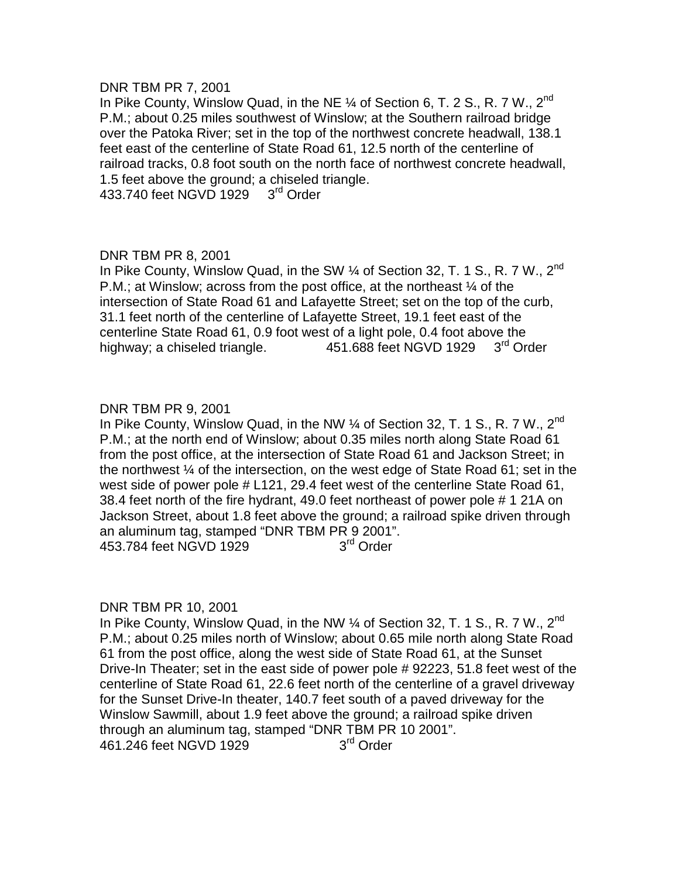DNR TBM PR 7, 2001

In Pike County, Winslow Quad, in the NE ¼ of Section 6, T. 2 S., R. 7 W., 2nd P.M.; about 0.25 miles southwest of Winslow; at the Southern railroad bridge over the Patoka River; set in the top of the northwest concrete headwall, 138.1 feet east of the centerline of State Road 61, 12.5 north of the centerline of railroad tracks, 0.8 foot south on the north face of northwest concrete headwall, 1.5 feet above the ground; a chiseled triangle.

433.740 feet NGVD 1929 3rd Order

DNR TBM PR 8, 2001

In Pike County, Winslow Quad, in the SW ¼ of Section 32, T. 1 S., R. 7 W., 2nd P.M.; at Winslow; across from the post office, at the northeast ¼ of the intersection of State Road 61 and Lafayette Street; set on the top of the curb, 31.1 feet north of the centerline of Lafayette Street, 19.1 feet east of the centerline State Road 61, 0.9 foot west of a light pole, 0.4 foot above the highway; a chiseled triangle. 451.688 feet NGVD 1929 3rd Order

DNR TBM PR 9, 2001

In Pike County, Winslow Quad, in the NW ¼ of Section 32, T. 1 S., R. 7 W., 2nd P.M.; at the north end of Winslow; about 0.35 miles north along State Road 61 from the post office, at the intersection of State Road 61 and Jackson Street; in the northwest ¼ of the intersection, on the west edge of State Road 61; set in the west side of power pole # L121, 29.4 feet west of the centerline State Road 61, 38.4 feet north of the fire hydrant, 49.0 feet northeast of power pole # 1 21A on Jackson Street, about 1.8 feet above the ground; a railroad spike driven through an aluminum tag, stamped "DNR TBM PR 9 2001".

453.784 feet NGVD 1929 3rd Order

DNR TBM PR 10, 2001

In Pike County, Winslow Quad, in the NW ¼ of Section 32, T. 1 S., R. 7 W., 2nd P.M.; about 0.25 miles north of Winslow; about 0.65 mile north along State Road 61 from the post office, along the west side of State Road 61, at the Sunset Drive-In Theater; set in the east side of power pole # 92223, 51.8 feet west of the centerline of State Road 61, 22.6 feet north of the centerline of a gravel driveway for the Sunset Drive-In theater, 140.7 feet south of a paved driveway for the Winslow Sawmill, about 1.9 feet above the ground; a railroad spike driven through an aluminum tag, stamped "DNR TBM PR 10 2001".

461.246 feet NGVD 1929 3rd Order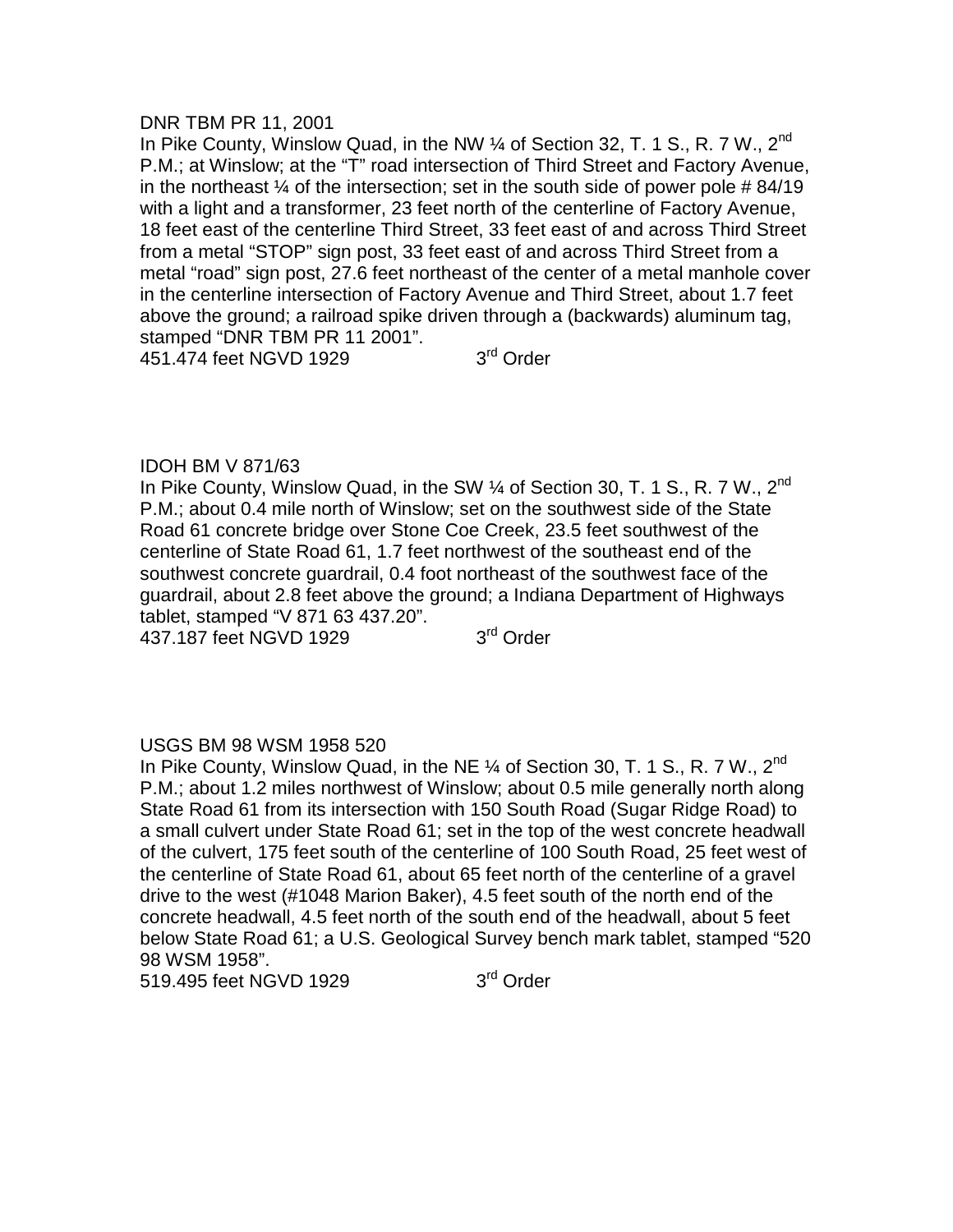DNR TBM PR 11, 2001

In Pike County, Winslow Quad, in the NW ¼ of Section 32, T. 1 S., R. 7 W., 2nd P.M.; at Winslow; at the "T" road intersection of Third Street and Factory Avenue, in the northeast ¼ of the intersection; set in the south side of power pole # 84/19 with a light and a transformer, 23 feet north of the centerline of Factory Avenue, 18 feet east of the centerline Third Street, 33 feet east of and across Third Street from a metal "STOP" sign post, 33 feet east of and across Third Street from a metal "road" sign post, 27.6 feet northeast of the center of a metal manhole cover in the centerline intersection of Factory Avenue and Third Street, about 1.7 feet above the ground; a railroad spike driven through a (backwards) aluminum tag, stamped "DNR TBM PR 11 2001".

451.474 feet NGVD 1929 3rd Order

IDOH BM V 871/63

In Pike County, Winslow Quad, in the SW ¼ of Section 30, T. 1 S., R. 7 W., 2nd P.M.; about 0.4 mile north of Winslow; set on the southwest side of the State Road 61 concrete bridge over Stone Coe Creek, 23.5 feet southwest of the centerline of State Road 61, 1.7 feet northwest of the southeast end of the southwest concrete guardrail, 0.4 foot northeast of the southwest face of the guardrail, about 2.8 feet above the ground; a Indiana Department of Highways tablet, stamped "V 871 63 437.20".

437.187 feet NGVD 1929 3rd Order

USGS BM 98 WSM 1958 520

In Pike County, Winslow Quad, in the NE ¼ of Section 30, T. 1 S., R. 7 W., 2nd P.M.; about 1.2 miles northwest of Winslow; about 0.5 mile generally north along State Road 61 from its intersection with 150 South Road (Sugar Ridge Road) to a small culvert under State Road 61; set in the top of the west concrete headwall of the culvert, 175 feet south of the centerline of 100 South Road, 25 feet west of the centerline of State Road 61, about 65 feet north of the centerline of a gravel drive to the west (#1048 Marion Baker), 4.5 feet south of the north end of the concrete headwall, 4.5 feet north of the south end of the headwall, about 5 feet below State Road 61; a U.S. Geological Survey bench mark tablet, stamped "520 98 WSM 1958".

519.495 feet NGVD 1929 3rd Order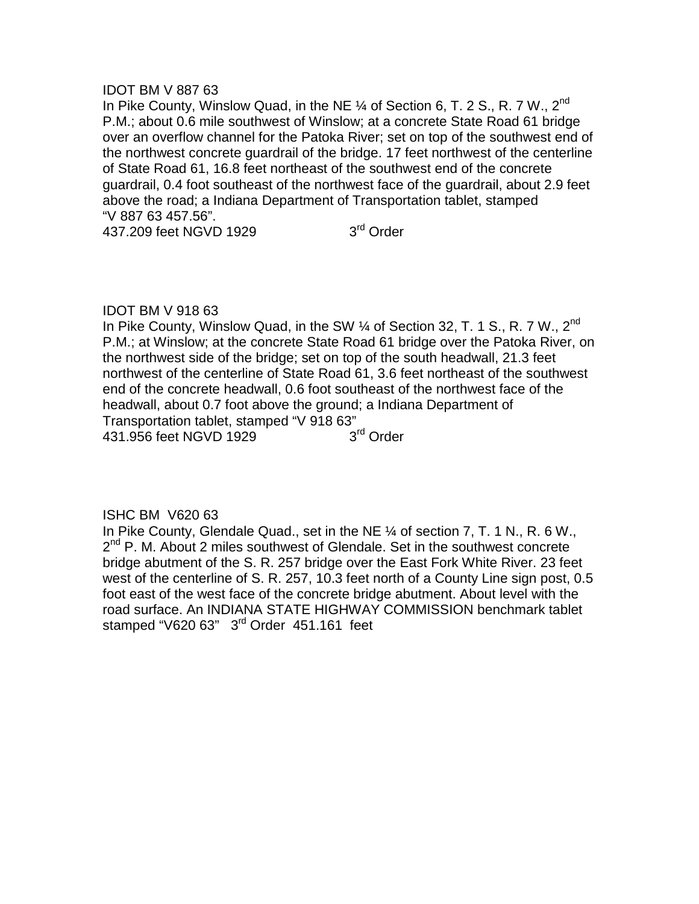IDOT BM V 887 63

In Pike County, Winslow Quad, in the NE ¼ of Section 6, T. 2 S., R. 7 W., 2nd P.M.; about 0.6 mile southwest of Winslow; at a concrete State Road 61 bridge over an overflow channel for the Patoka River; set on top of the southwest end of the northwest concrete guardrail of the bridge. 17 feet northwest of the centerline of State Road 61, 16.8 feet northeast of the southwest end of the concrete guardrail, 0.4 foot southeast of the northwest face of the guardrail, about 2.9 feet above the road; a Indiana Department of Transportation tablet, stamped "V 887 63 457.56".

437.209 feet NGVD 1929 3rd Order

IDOT BM V 918 63

In Pike County, Winslow Quad, in the SW ¼ of Section 32, T. 1 S., R. 7 W., 2nd P.M.; at Winslow; at the concrete State Road 61 bridge over the Patoka River, on the northwest side of the bridge; set on top of the south headwall, 21.3 feet northwest of the centerline of State Road 61, 3.6 feet northeast of the southwest end of the concrete headwall, 0.6 foot southeast of the northwest face of the headwall, about 0.7 foot above the ground; a Indiana Department of Transportation tablet, stamped "V 918 63"

431.956 feet NGVD 1929 3rd Order

ISHC BM V620 63

In Pike County, Glendale Quad., set in the NE ¼ of section 7, T. 1 N., R. 6 W., 2nd P. M. About 2 miles southwest of Glendale. Set in the southwest concrete bridge abutment of the S. R. 257 bridge over the East Fork White River. 23 feet west of the centerline of S. R. 257, 10.3 feet north of a County Line sign post, 0.5 foot east of the west face of the concrete bridge abutment. About level with the road surface. An INDIANA STATE HIGHWAY COMMISSION benchmark tablet stamped "V620 63" 3rd Order 451.161 feet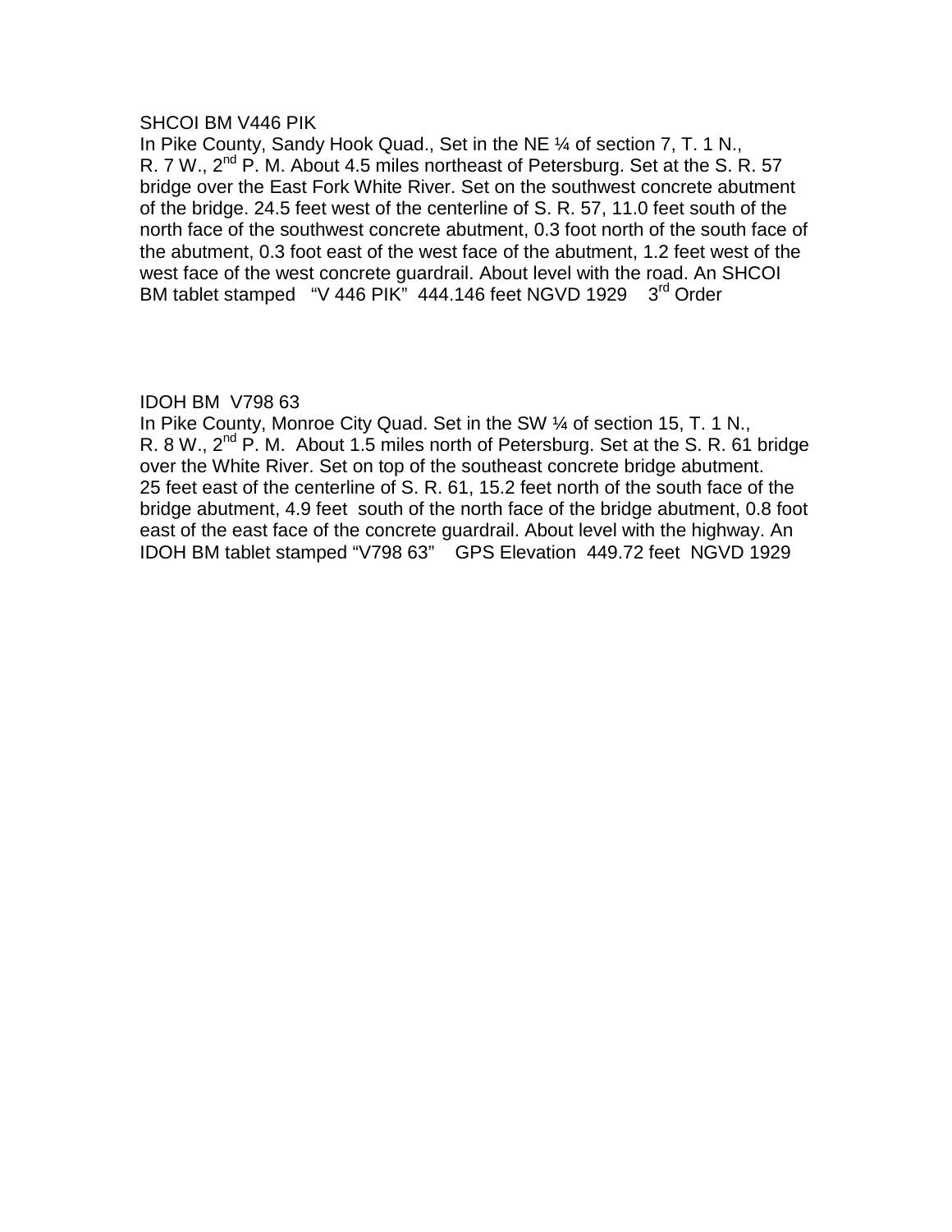SHCOI BM V446 PIK

In Pike County, Sandy Hook Quad., Set in the NE ¼ of section 7, T. 1 N., R. 7 W., 2nd P. M. About 4.5 miles northeast of Petersburg. Set at the S. R. 57 bridge over the East Fork White River. Set on the southwest concrete abutment of the bridge. 24.5 feet west of the centerline of S. R. 57, 11.0 feet south of the north face of the southwest concrete abutment, 0.3 foot north of the south face of the abutment, 0.3 foot east of the west face of the abutment, 1.2 feet west of the west face of the west concrete guardrail. About level with the road. An SHCOI BM tablet stamped "V 446 PIK" 444.146 feet NGVD 1929 3rd Order

IDOH BM V798 63

In Pike County, Monroe City Quad. Set in the SW ¼ of section 15, T. 1 N., R. 8 W., 2nd P. M. About 1.5 miles north of Petersburg. Set at the S. R. 61 bridge over the White River. Set on top of the southeast concrete bridge abutment. 25 feet east of the centerline of S. R. 61, 15.2 feet north of the south face of the bridge abutment, 4.9 feet south of the north face of the bridge abutment, 0.8 foot east of the east face of the concrete guardrail. About level with the highway. An IDOH BM tablet stamped "V798 63" GPS Elevation 449.72 feet NGVD 1929